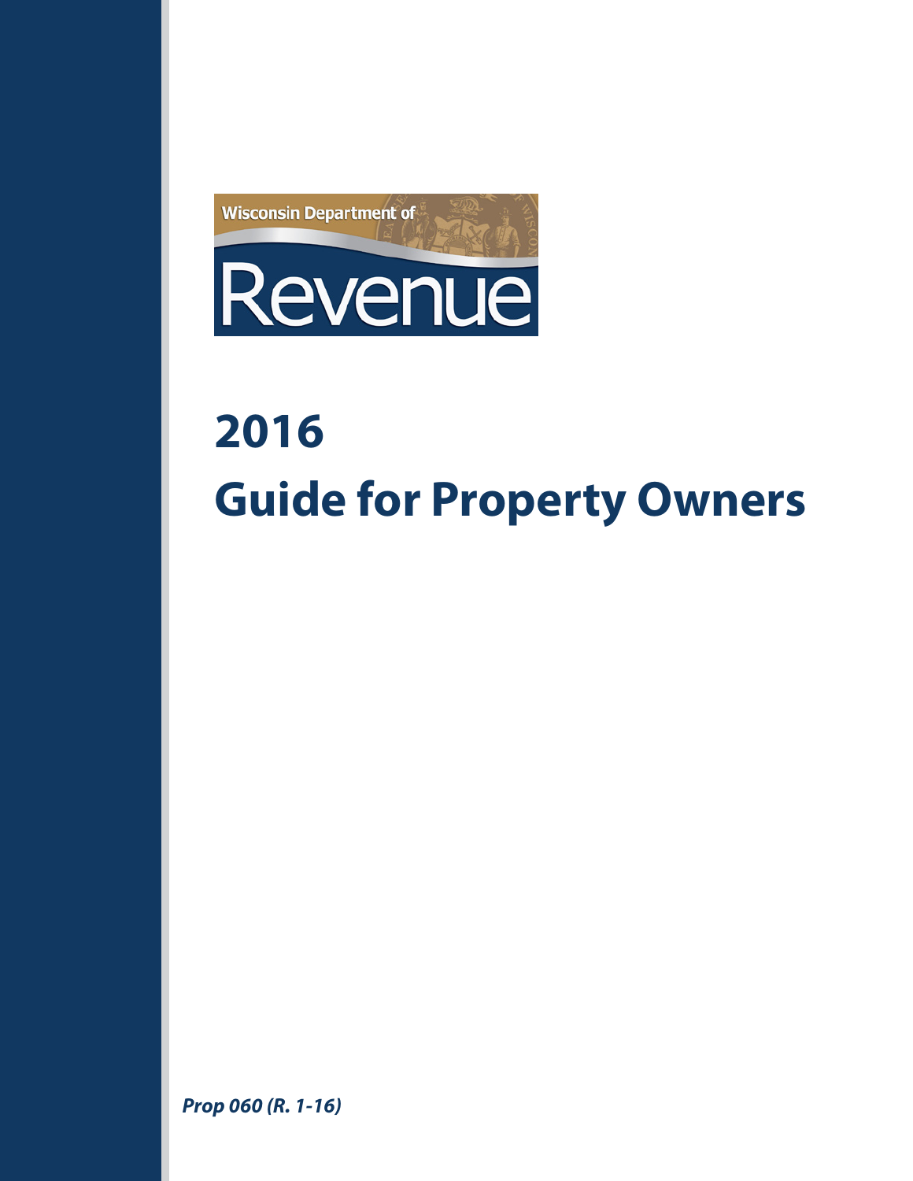Wisconsin Department of

Revenue

# 2016
# Guide for Property Owners

***Prop 060 (R. 1-16)***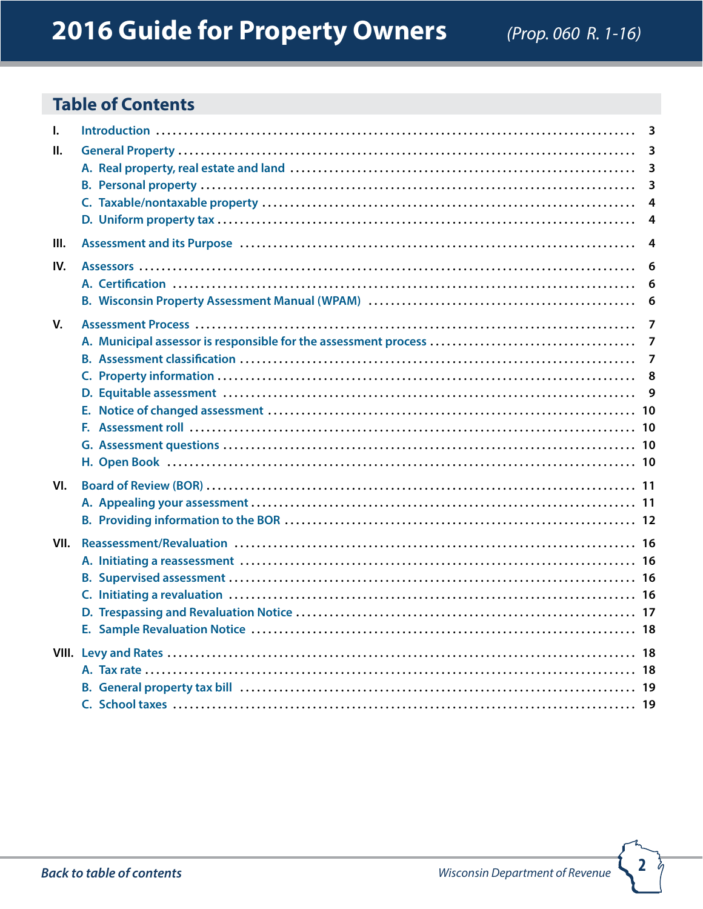# 2016 Guide for Property Owners

*(Prop. 060 R. 1-16)*

## Table of Contents

| | | |
|---|---|---|
| I. | Introduction | 3 |
| II. | General Property | 3 |
| | A. Real property, real estate and land | 3 |
| | B. Personal property | 3 |
| | C. Taxable/nontaxable property | 4 |
| | D. Uniform property tax | 4 |
| III. | Assessment and its Purpose | 4 |
| IV. | Assessors | 6 |
| | A. Certification | 6 |
| | B. Wisconsin Property Assessment Manual (WPAM) | 6 |
| V. | Assessment Process | 7 |
| | A. Municipal assessor is responsible for the assessment process | 7 |
| | B. Assessment classification | 7 |
| | C. Property information | 8 |
| | D. Equitable assessment | 9 |
| | E. Notice of changed assessment | 10 |
| | F. Assessment roll | 10 |
| | G. Assessment questions | 10 |
| | H. Open Book | 10 |
| VI. | Board of Review (BOR) | 11 |
| | A. Appealing your assessment | 11 |
| | B. Providing information to the BOR | 12 |
| VII. | Reassessment/Revaluation | 16 |
| | A. Initiating a reassessment | 16 |
| | B. Supervised assessment | 16 |
| | C. Initiating a revaluation | 16 |
| | D. Trespassing and Revaluation Notice | 17 |
| | E. Sample Revaluation Notice | 18 |
| VIII. | Levy and Rates | 18 |
| | A. Tax rate | 18 |
| | B. General property tax bill | 19 |
| | C. School taxes | 19 |

*Back to table of contents*

*Wisconsin Department of Revenue*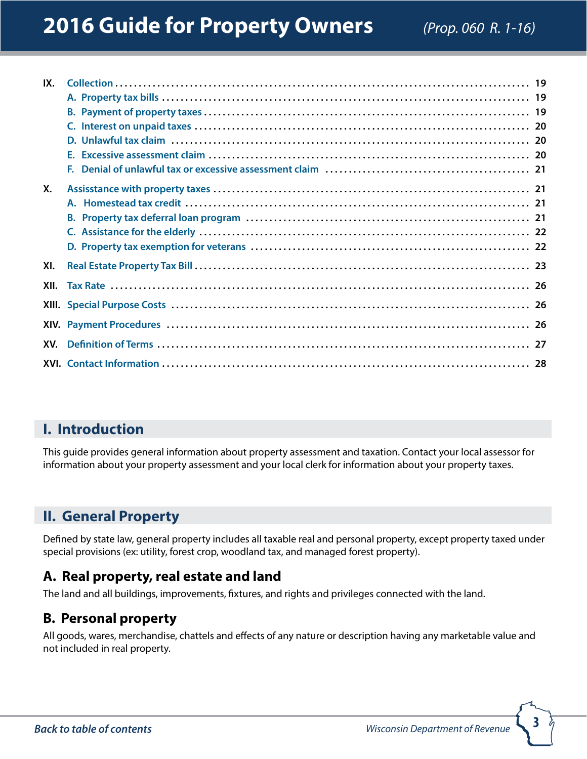- IX. Collection ..... 19
  - A. Property tax bills ..... 19
  - B. Payment of property taxes ..... 19
  - C. Interest on unpaid taxes ..... 20
  - D. Unlawful tax claim ..... 20
  - E. Excessive assessment claim ..... 20
  - F. Denial of unlawful tax or excessive assessment claim ..... 21
- X. Assisstance with property taxes ..... 21
  - A. Homestead tax credit ..... 21
  - B. Property tax deferral loan program ..... 21
  - C. Assistance for the elderly ..... 22
  - D. Property tax exemption for veterans ..... 22
- XI. Real Estate Property Tax Bill ..... 23
- XII. Tax Rate ..... 26
- XIII. Special Purpose Costs ..... 26
- XIV. Payment Procedures ..... 26
- XV. Definition of Terms ..... 27
- XVI. Contact Information ..... 28

## I. Introduction

This guide provides general information about property assessment and taxation. Contact your local assessor for information about your property assessment and your local clerk for information about your property taxes.

## II. General Property

Defined by state law, general property includes all taxable real and personal property, except property taxed under special provisions (ex: utility, forest crop, woodland tax, and managed forest property).

### A. Real property, real estate and land

The land and all buildings, improvements, fixtures, and rights and privileges connected with the land.

### B. Personal property

All goods, wares, merchandise, chattels and effects of any nature or description having any marketable value and not included in real property.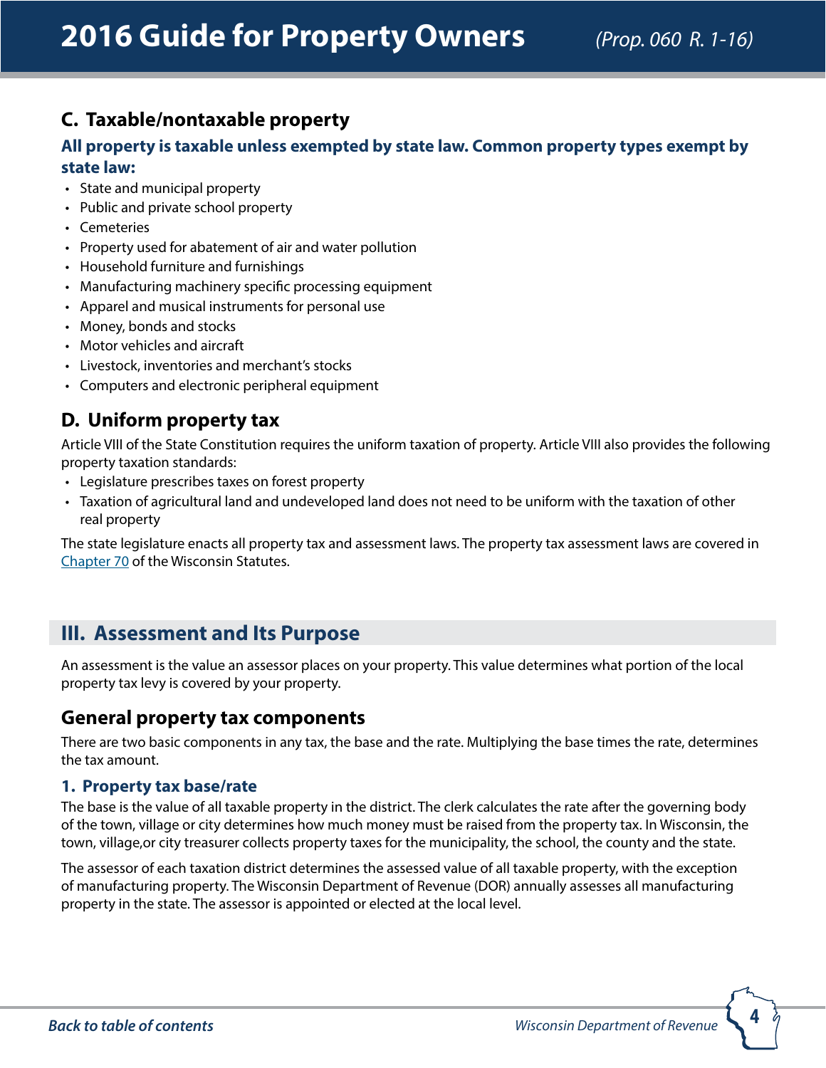## C. Taxable/nontaxable property

### All property is taxable unless exempted by state law. Common property types exempt by state law:

- State and municipal property
- Public and private school property
- Cemeteries
- Property used for abatement of air and water pollution
- Household furniture and furnishings
- Manufacturing machinery specific processing equipment
- Apparel and musical instruments for personal use
- Money, bonds and stocks
- Motor vehicles and aircraft
- Livestock, inventories and merchant's stocks
- Computers and electronic peripheral equipment

## D. Uniform property tax

Article VIII of the State Constitution requires the uniform taxation of property. Article VIII also provides the following property taxation standards:

- Legislature prescribes taxes on forest property
- Taxation of agricultural land and undeveloped land does not need to be uniform with the taxation of other real property

The state legislature enacts all property tax and assessment laws. The property tax assessment laws are covered in Chapter 70 of the Wisconsin Statutes.

# III. Assessment and Its Purpose

An assessment is the value an assessor places on your property. This value determines what portion of the local property tax levy is covered by your property.

## General property tax components

There are two basic components in any tax, the base and the rate. Multiplying the base times the rate, determines the tax amount.

### 1. Property tax base/rate

The base is the value of all taxable property in the district. The clerk calculates the rate after the governing body of the town, village or city determines how much money must be raised from the property tax. In Wisconsin, the town, village,or city treasurer collects property taxes for the municipality, the school, the county and the state.

The assessor of each taxation district determines the assessed value of all taxable property, with the exception of manufacturing property. The Wisconsin Department of Revenue (DOR) annually assesses all manufacturing property in the state. The assessor is appointed or elected at the local level.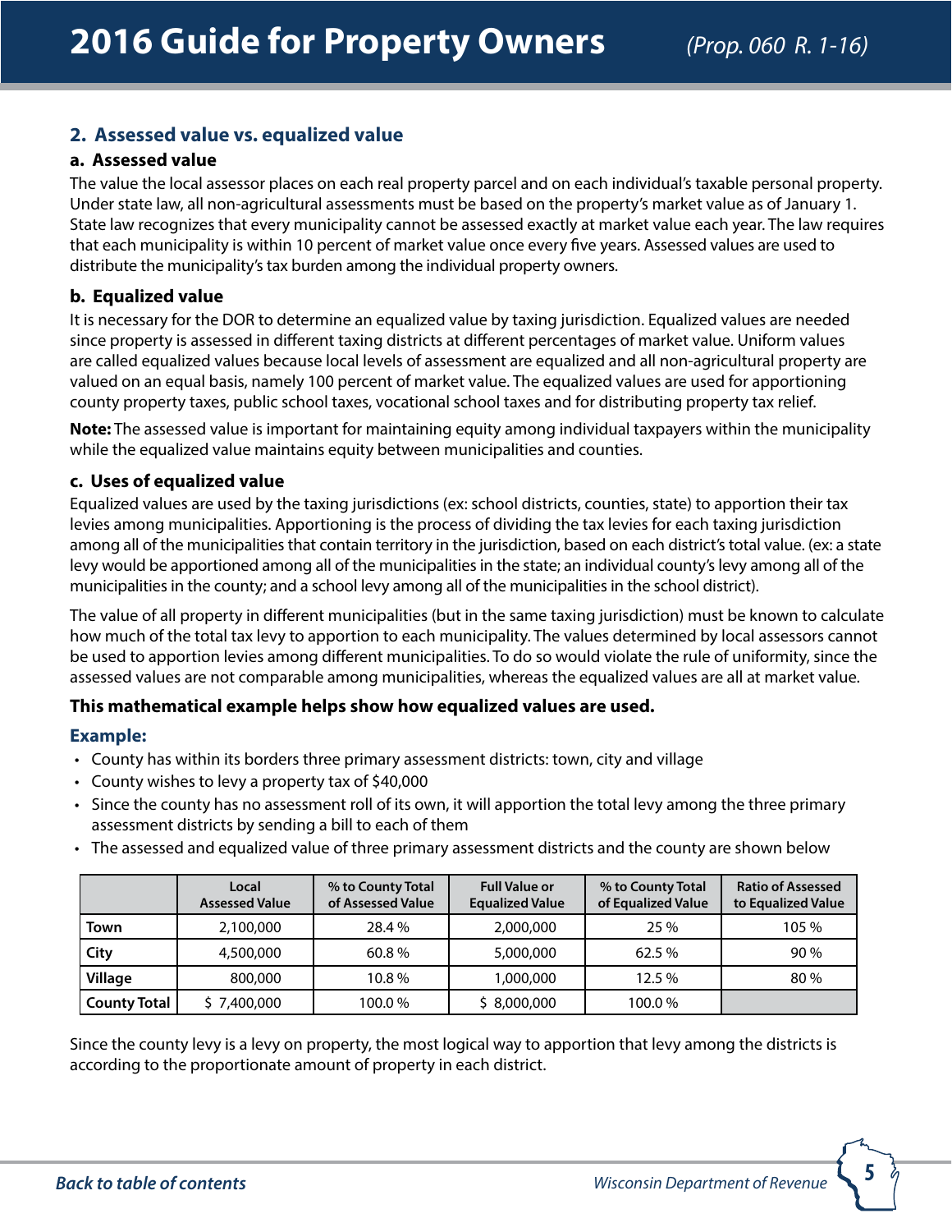## 2. Assessed value vs. equalized value

### a. Assessed value

The value the local assessor places on each real property parcel and on each individual's taxable personal property. Under state law, all non-agricultural assessments must be based on the property's market value as of January 1. State law recognizes that every municipality cannot be assessed exactly at market value each year. The law requires that each municipality is within 10 percent of market value once every five years. Assessed values are used to distribute the municipality's tax burden among the individual property owners.

### b. Equalized value

It is necessary for the DOR to determine an equalized value by taxing jurisdiction. Equalized values are needed since property is assessed in different taxing districts at different percentages of market value. Uniform values are called equalized values because local levels of assessment are equalized and all non-agricultural property are valued on an equal basis, namely 100 percent of market value. The equalized values are used for apportioning county property taxes, public school taxes, vocational school taxes and for distributing property tax relief.

**Note:** The assessed value is important for maintaining equity among individual taxpayers within the municipality while the equalized value maintains equity between municipalities and counties.

### c. Uses of equalized value

Equalized values are used by the taxing jurisdictions (ex: school districts, counties, state) to apportion their tax levies among municipalities. Apportioning is the process of dividing the tax levies for each taxing jurisdiction among all of the municipalities that contain territory in the jurisdiction, based on each district's total value. (ex: a state levy would be apportioned among all of the municipalities in the state; an individual county's levy among all of the municipalities in the county; and a school levy among all of the municipalities in the school district).

The value of all property in different municipalities (but in the same taxing jurisdiction) must be known to calculate how much of the total tax levy to apportion to each municipality. The values determined by local assessors cannot be used to apportion levies among different municipalities. To do so would violate the rule of uniformity, since the assessed values are not comparable among municipalities, whereas the equalized values are all at market value.

**This mathematical example helps show how equalized values are used.**

**Example:**

- County has within its borders three primary assessment districts: town, city and village
- County wishes to levy a property tax of $40,000
- Since the county has no assessment roll of its own, it will apportion the total levy among the three primary assessment districts by sending a bill to each of them
- The assessed and equalized value of three primary assessment districts and the county are shown below

| | Local Assessed Value | % to County Total of Assessed Value | Full Value or Equalized Value | % to County Total of Equalized Value | Ratio of Assessed to Equalized Value |
|---|---|---|---|---|---|
| **Town** | 2,100,000 | 28.4 % | 2,000,000 | 25 % | 105 % |
| **City** | 4,500,000 | 60.8 % | 5,000,000 | 62.5 % | 90 % |
| **Village** | 800,000 | 10.8 % | 1,000,000 | 12.5 % | 80 % |
| **County Total** | $ 7,400,000 | 100.0 % | $ 8,000,000 | 100.0 % | |

Since the county levy is a levy on property, the most logical way to apportion that levy among the districts is according to the proportionate amount of property in each district.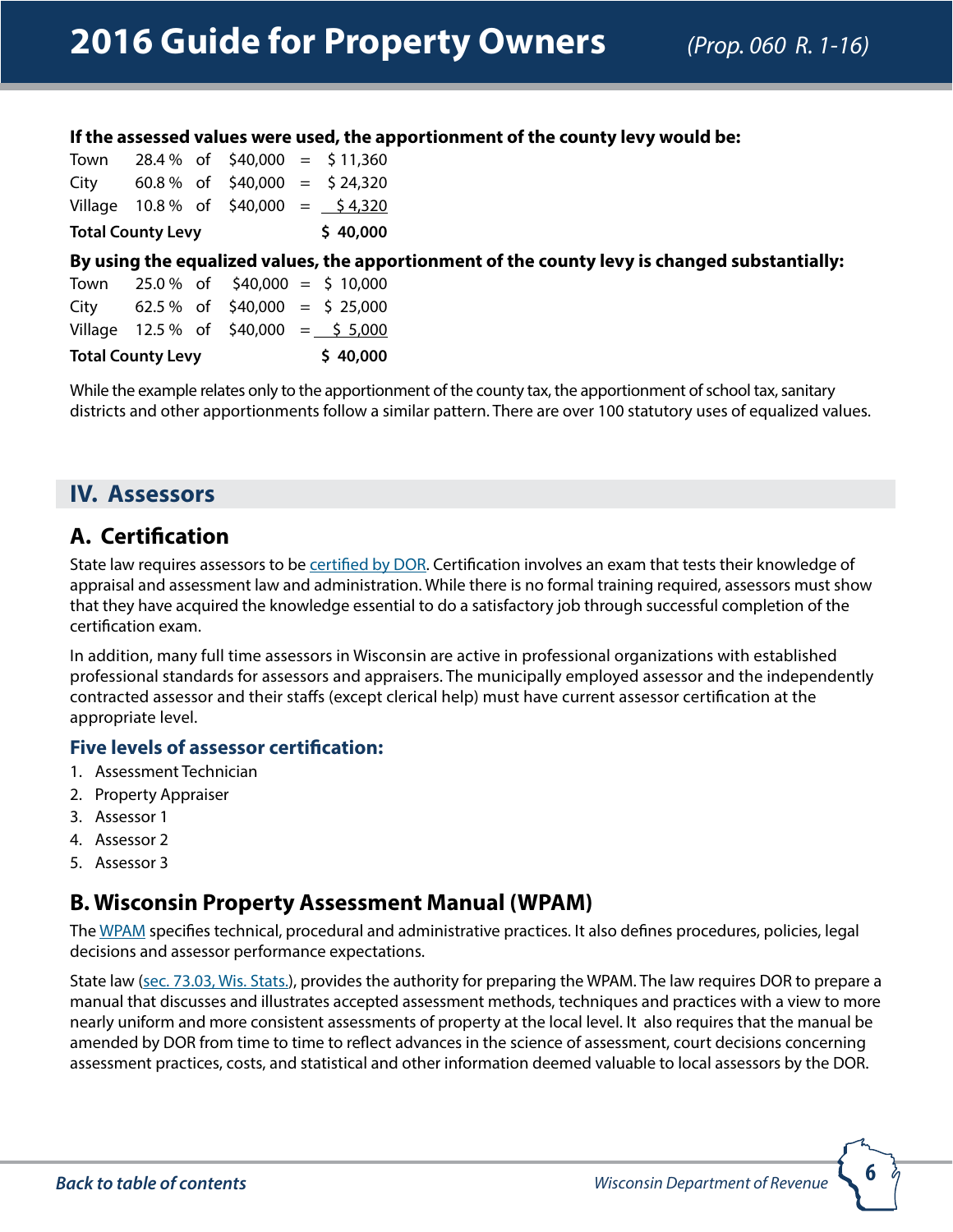**If the assessed values were used, the apportionment of the county levy would be:**

| | | | | | |
|---|---|---|---|---|---|
| Town | 28.4 % | of | $40,000 | = | $ 11,360 |
| City | 60.8 % | of | $40,000 | = | $ 24,320 |
| Village | 10.8 % | of | $40,000 | = | $ 4,320 |
| **Total County Levy** | | | | | **$ 40,000** |

**By using the equalized values, the apportionment of the county levy is changed substantially:**

| | | | | | |
|---|---|---|---|---|---|
| Town | 25.0 % | of | $40,000 | = | $ 10,000 |
| City | 62.5 % | of | $40,000 | = | $ 25,000 |
| Village | 12.5 % | of | $40,000 | = | $ 5,000 |
| **Total County Levy** | | | | | **$ 40,000** |

While the example relates only to the apportionment of the county tax, the apportionment of school tax, sanitary districts and other apportionments follow a similar pattern. There are over 100 statutory uses of equalized values.

## IV. Assessors

### A. Certification

State law requires assessors to be certified by DOR. Certification involves an exam that tests their knowledge of appraisal and assessment law and administration. While there is no formal training required, assessors must show that they have acquired the knowledge essential to do a satisfactory job through successful completion of the certification exam.

In addition, many full time assessors in Wisconsin are active in professional organizations with established professional standards for assessors and appraisers. The municipally employed assessor and the independently contracted assessor and their staffs (except clerical help) must have current assessor certification at the appropriate level.

#### Five levels of assessor certification:

1. Assessment Technician
2. Property Appraiser
3. Assessor 1
4. Assessor 2
5. Assessor 3

### B. Wisconsin Property Assessment Manual (WPAM)

The WPAM specifies technical, procedural and administrative practices. It also defines procedures, policies, legal decisions and assessor performance expectations.

State law (sec. 73.03, Wis. Stats.), provides the authority for preparing the WPAM. The law requires DOR to prepare a manual that discusses and illustrates accepted assessment methods, techniques and practices with a view to more nearly uniform and more consistent assessments of property at the local level. It also requires that the manual be amended by DOR from time to time to reflect advances in the science of assessment, court decisions concerning assessment practices, costs, and statistical and other information deemed valuable to local assessors by the DOR.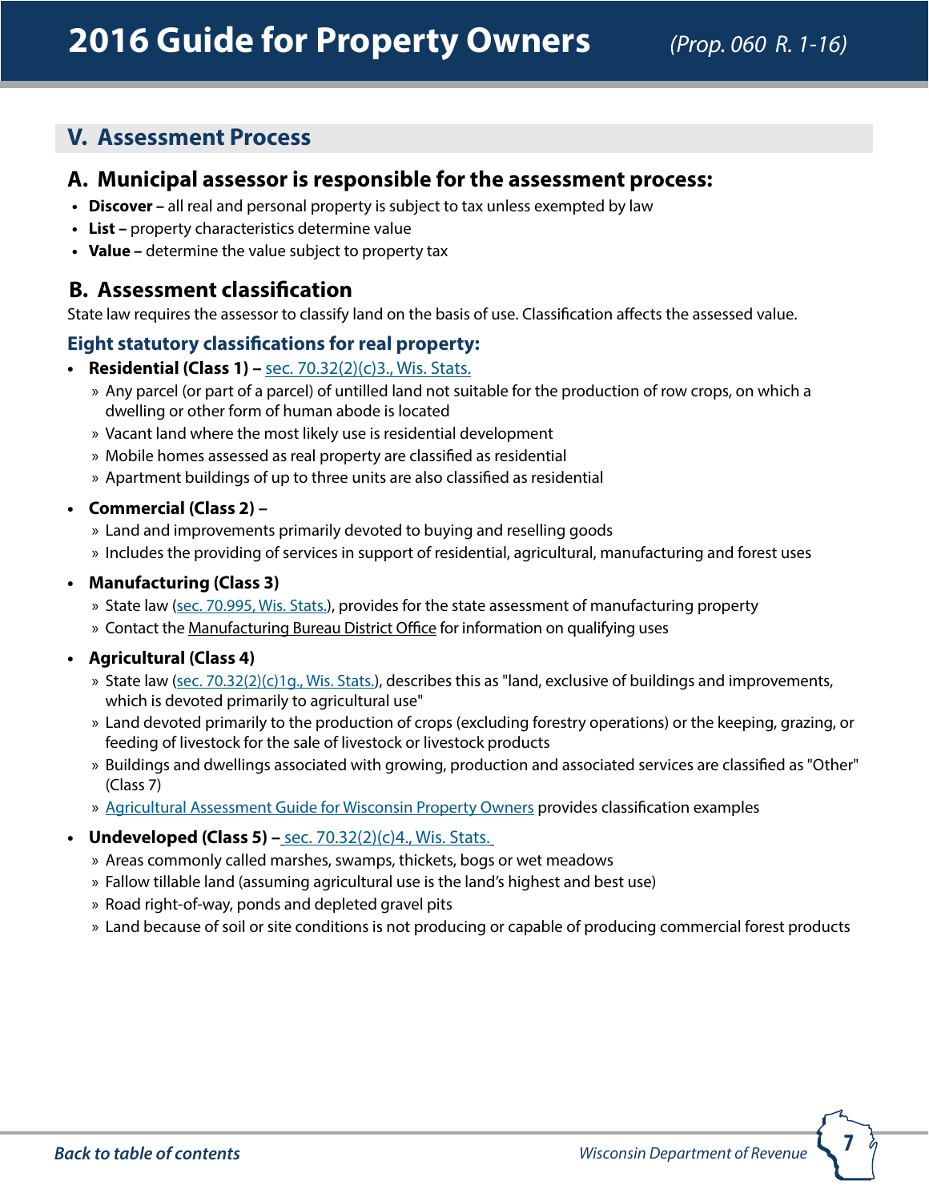## V. Assessment Process

### A. Municipal assessor is responsible for the assessment process:

- **Discover –** all real and personal property is subject to tax unless exempted by law
- **List –** property characteristics determine value
- **Value –** determine the value subject to property tax

### B. Assessment classification

State law requires the assessor to classify land on the basis of use. Classification affects the assessed value.

#### Eight statutory classifications for real property:

- **Residential (Class 1) –** sec. 70.32(2)(c)3., Wis. Stats.
  - Any parcel (or part of a parcel) of untilled land not suitable for the production of row crops, on which a dwelling or other form of human abode is located
  - Vacant land where the most likely use is residential development
  - Mobile homes assessed as real property are classified as residential
  - Apartment buildings of up to three units are also classified as residential
- **Commercial (Class 2) –**
  - Land and improvements primarily devoted to buying and reselling goods
  - Includes the providing of services in support of residential, agricultural, manufacturing and forest uses
- **Manufacturing (Class 3)**
  - State law (sec. 70.995, Wis. Stats.), provides for the state assessment of manufacturing property
  - Contact the Manufacturing Bureau District Office for information on qualifying uses
- **Agricultural (Class 4)**
  - State law (sec. 70.32(2)(c)1g., Wis. Stats.), describes this as "land, exclusive of buildings and improvements, which is devoted primarily to agricultural use"
  - Land devoted primarily to the production of crops (excluding forestry operations) or the keeping, grazing, or feeding of livestock for the sale of livestock or livestock products
  - Buildings and dwellings associated with growing, production and associated services are classified as "Other" (Class 7)
  - Agricultural Assessment Guide for Wisconsin Property Owners provides classification examples
- **Undeveloped (Class 5) –** sec. 70.32(2)(c)4., Wis. Stats.
  - Areas commonly called marshes, swamps, thickets, bogs or wet meadows
  - Fallow tillable land (assuming agricultural use is the land's highest and best use)
  - Road right-of-way, ponds and depleted gravel pits
  - Land because of soil or site conditions is not producing or capable of producing commercial forest products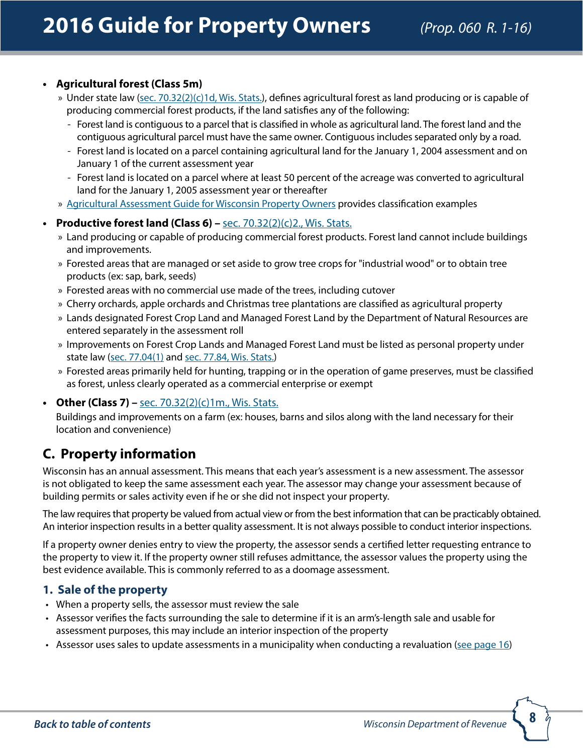- **Agricultural forest (Class 5m)**
  - Under state law (sec. 70.32(2)(c)1d, Wis. Stats.), defines agricultural forest as land producing or is capable of producing commercial forest products, if the land satisfies any of the following:
    - Forest land is contiguous to a parcel that is classified in whole as agricultural land. The forest land and the contiguous agricultural parcel must have the same owner. Contiguous includes separated only by a road.
    - Forest land is located on a parcel containing agricultural land for the January 1, 2004 assessment and on January 1 of the current assessment year
    - Forest land is located on a parcel where at least 50 percent of the acreage was converted to agricultural land for the January 1, 2005 assessment year or thereafter
  - Agricultural Assessment Guide for Wisconsin Property Owners provides classification examples
- **Productive forest land (Class 6)** – sec. 70.32(2)(c)2., Wis. Stats.
  - Land producing or capable of producing commercial forest products. Forest land cannot include buildings and improvements.
  - Forested areas that are managed or set aside to grow tree crops for "industrial wood" or to obtain tree products (ex: sap, bark, seeds)
  - Forested areas with no commercial use made of the trees, including cutover
  - Cherry orchards, apple orchards and Christmas tree plantations are classified as agricultural property
  - Lands designated Forest Crop Land and Managed Forest Land by the Department of Natural Resources are entered separately in the assessment roll
  - Improvements on Forest Crop Lands and Managed Forest Land must be listed as personal property under state law (sec. 77.04(1) and sec. 77.84, Wis. Stats.)
  - Forested areas primarily held for hunting, trapping or in the operation of game preserves, must be classified as forest, unless clearly operated as a commercial enterprise or exempt
- **Other (Class 7)** – sec. 70.32(2)(c)1m., Wis. Stats.

  Buildings and improvements on a farm (ex: houses, barns and silos along with the land necessary for their location and convenience)

## C. Property information

Wisconsin has an annual assessment. This means that each year's assessment is a new assessment. The assessor is not obligated to keep the same assessment each year. The assessor may change your assessment because of building permits or sales activity even if he or she did not inspect your property.

The law requires that property be valued from actual view or from the best information that can be practicably obtained. An interior inspection results in a better quality assessment. It is not always possible to conduct interior inspections.

If a property owner denies entry to view the property, the assessor sends a certified letter requesting entrance to the property to view it. If the property owner still refuses admittance, the assessor values the property using the best evidence available. This is commonly referred to as a doomage assessment.

### 1. Sale of the property

- When a property sells, the assessor must review the sale
- Assessor verifies the facts surrounding the sale to determine if it is an arm's-length sale and usable for assessment purposes, this may include an interior inspection of the property
- Assessor uses sales to update assessments in a municipality when conducting a revaluation (see page 16)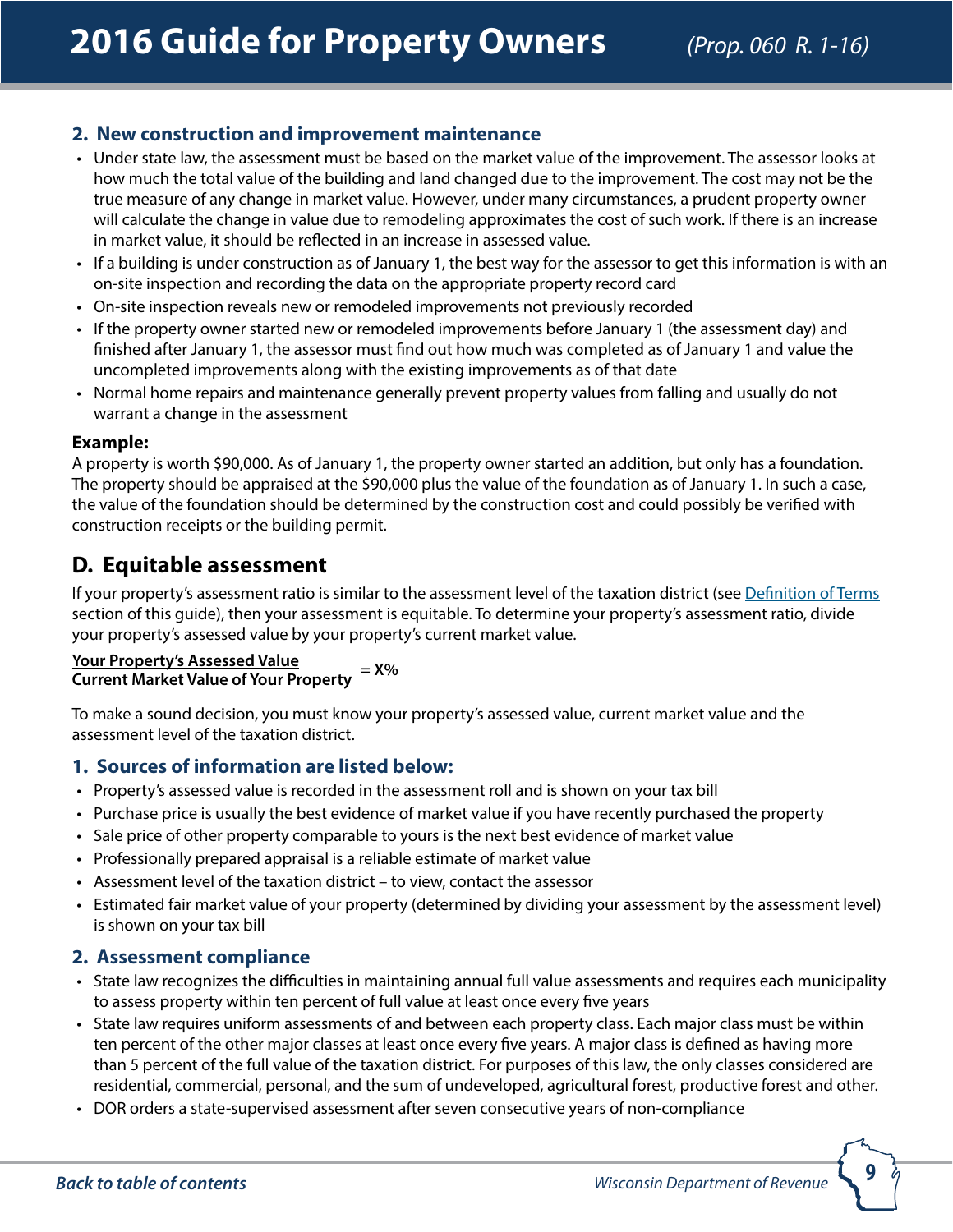### 2. New construction and improvement maintenance

- Under state law, the assessment must be based on the market value of the improvement. The assessor looks at how much the total value of the building and land changed due to the improvement. The cost may not be the true measure of any change in market value. However, under many circumstances, a prudent property owner will calculate the change in value due to remodeling approximates the cost of such work. If there is an increase in market value, it should be reflected in an increase in assessed value.
- If a building is under construction as of January 1, the best way for the assessor to get this information is with an on-site inspection and recording the data on the appropriate property record card
- On-site inspection reveals new or remodeled improvements not previously recorded
- If the property owner started new or remodeled improvements before January 1 (the assessment day) and finished after January 1, the assessor must find out how much was completed as of January 1 and value the uncompleted improvements along with the existing improvements as of that date
- Normal home repairs and maintenance generally prevent property values from falling and usually do not warrant a change in the assessment

**Example:**
A property is worth $90,000. As of January 1, the property owner started an addition, but only has a foundation. The property should be appraised at the $90,000 plus the value of the foundation as of January 1. In such a case, the value of the foundation should be determined by the construction cost and could possibly be verified with construction receipts or the building permit.

## D. Equitable assessment

If your property's assessment ratio is similar to the assessment level of the taxation district (see Definition of Terms section of this guide), then your assessment is equitable. To determine your property's assessment ratio, divide your property's assessed value by your property's current market value.

$$\frac{\text{Your Property's Assessed Value}}{\text{Current Market Value of Your Property}} = X\%$$

To make a sound decision, you must know your property's assessed value, current market value and the assessment level of the taxation district.

### 1. Sources of information are listed below:

- Property's assessed value is recorded in the assessment roll and is shown on your tax bill
- Purchase price is usually the best evidence of market value if you have recently purchased the property
- Sale price of other property comparable to yours is the next best evidence of market value
- Professionally prepared appraisal is a reliable estimate of market value
- Assessment level of the taxation district – to view, contact the assessor
- Estimated fair market value of your property (determined by dividing your assessment by the assessment level) is shown on your tax bill

### 2. Assessment compliance

- State law recognizes the difficulties in maintaining annual full value assessments and requires each municipality to assess property within ten percent of full value at least once every five years
- State law requires uniform assessments of and between each property class. Each major class must be within ten percent of the other major classes at least once every five years. A major class is defined as having more than 5 percent of the full value of the taxation district. For purposes of this law, the only classes considered are residential, commercial, personal, and the sum of undeveloped, agricultural forest, productive forest and other.
- DOR orders a state-supervised assessment after seven consecutive years of non-compliance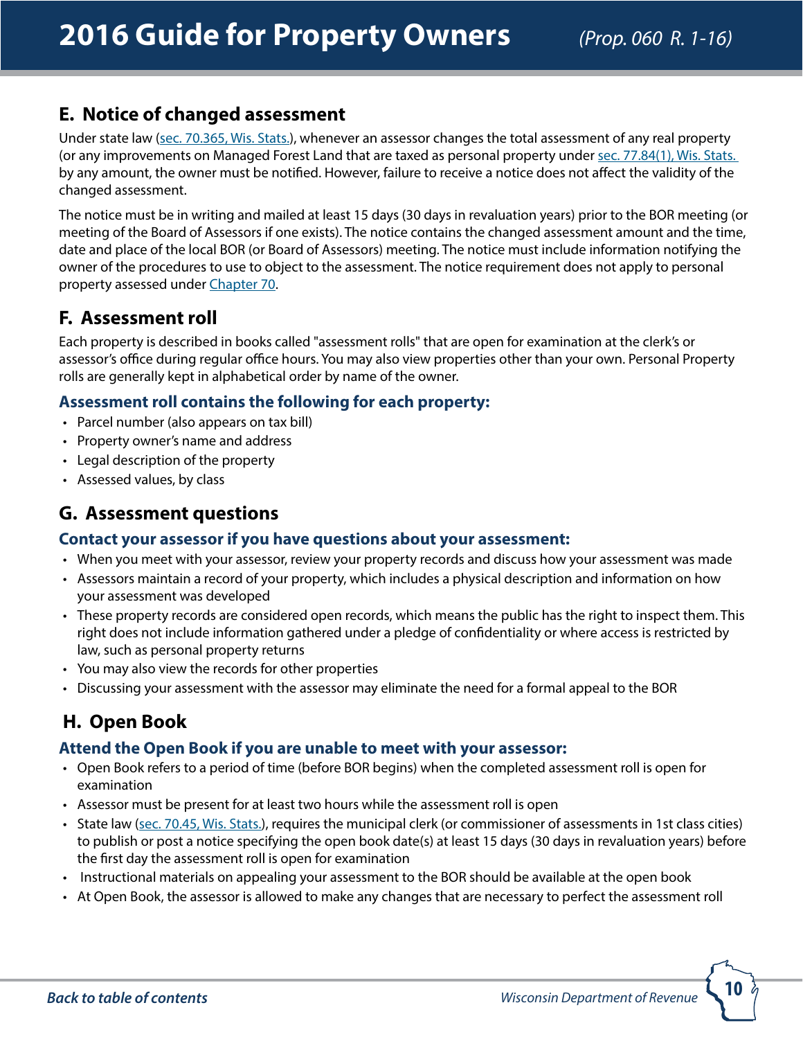## E. Notice of changed assessment

Under state law (sec. 70.365, Wis. Stats.), whenever an assessor changes the total assessment of any real property (or any improvements on Managed Forest Land that are taxed as personal property under sec. 77.84(1), Wis. Stats. by any amount, the owner must be notified. However, failure to receive a notice does not affect the validity of the changed assessment.

The notice must be in writing and mailed at least 15 days (30 days in revaluation years) prior to the BOR meeting (or meeting of the Board of Assessors if one exists). The notice contains the changed assessment amount and the time, date and place of the local BOR (or Board of Assessors) meeting. The notice must include information notifying the owner of the procedures to use to object to the assessment. The notice requirement does not apply to personal property assessed under Chapter 70.

## F. Assessment roll

Each property is described in books called "assessment rolls" that are open for examination at the clerk's or assessor's office during regular office hours. You may also view properties other than your own. Personal Property rolls are generally kept in alphabetical order by name of the owner.

### Assessment roll contains the following for each property:

- Parcel number (also appears on tax bill)
- Property owner's name and address
- Legal description of the property
- Assessed values, by class

## G. Assessment questions

### Contact your assessor if you have questions about your assessment:

- When you meet with your assessor, review your property records and discuss how your assessment was made
- Assessors maintain a record of your property, which includes a physical description and information on how your assessment was developed
- These property records are considered open records, which means the public has the right to inspect them. This right does not include information gathered under a pledge of confidentiality or where access is restricted by law, such as personal property returns
- You may also view the records for other properties
- Discussing your assessment with the assessor may eliminate the need for a formal appeal to the BOR

## H. Open Book

### Attend the Open Book if you are unable to meet with your assessor:

- Open Book refers to a period of time (before BOR begins) when the completed assessment roll is open for examination
- Assessor must be present for at least two hours while the assessment roll is open
- State law (sec. 70.45, Wis. Stats.), requires the municipal clerk (or commissioner of assessments in 1st class cities) to publish or post a notice specifying the open book date(s) at least 15 days (30 days in revaluation years) before the first day the assessment roll is open for examination
- Instructional materials on appealing your assessment to the BOR should be available at the open book
- At Open Book, the assessor is allowed to make any changes that are necessary to perfect the assessment roll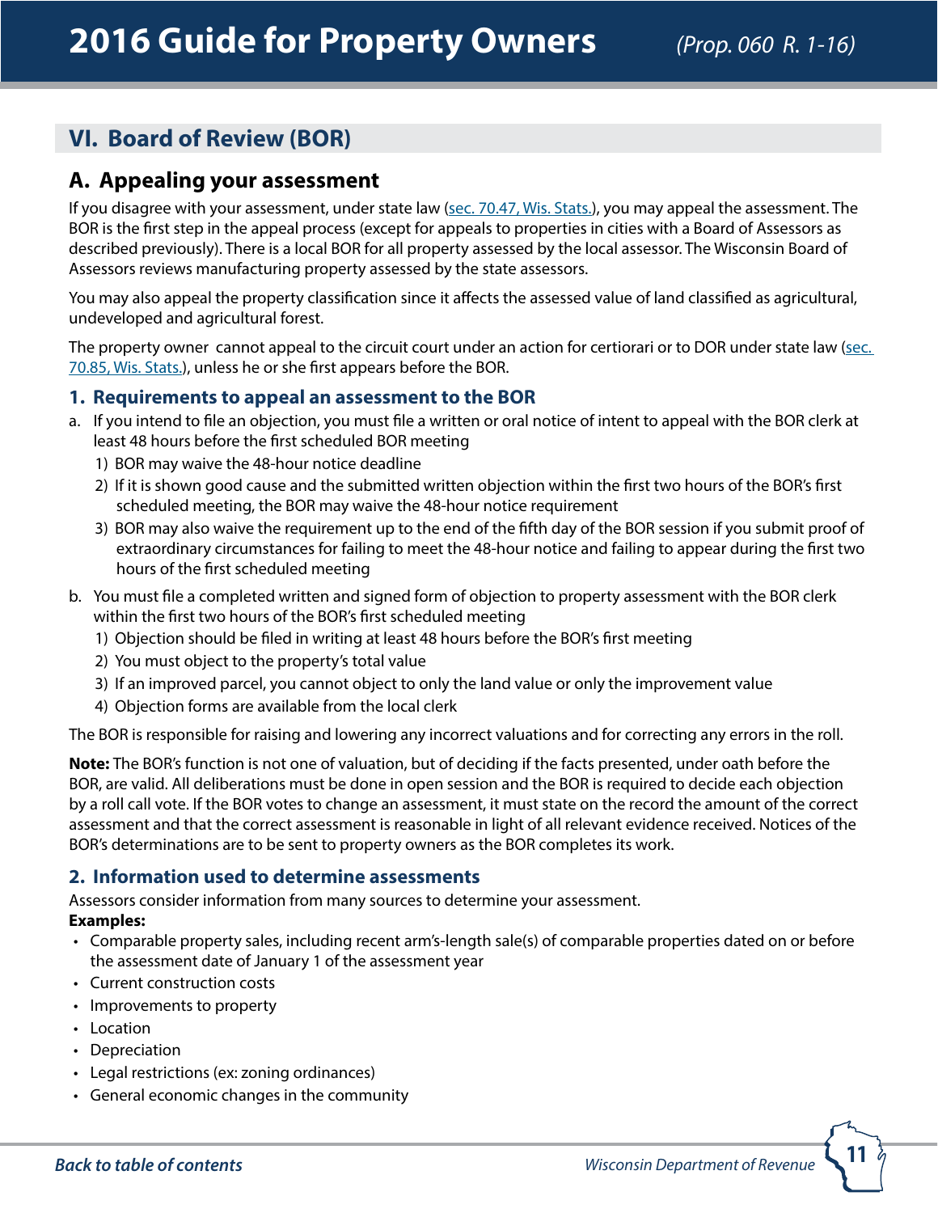## VI. Board of Review (BOR)

### A. Appealing your assessment

If you disagree with your assessment, under state law (sec. 70.47, Wis. Stats.), you may appeal the assessment. The BOR is the first step in the appeal process (except for appeals to properties in cities with a Board of Assessors as described previously). There is a local BOR for all property assessed by the local assessor. The Wisconsin Board of Assessors reviews manufacturing property assessed by the state assessors.

You may also appeal the property classification since it affects the assessed value of land classified as agricultural, undeveloped and agricultural forest.

The property owner cannot appeal to the circuit court under an action for certiorari or to DOR under state law (sec. 70.85, Wis. Stats.), unless he or she first appears before the BOR.

#### 1. Requirements to appeal an assessment to the BOR

a. If you intend to file an objection, you must file a written or oral notice of intent to appeal with the BOR clerk at least 48 hours before the first scheduled BOR meeting
   1) BOR may waive the 48-hour notice deadline
   2) If it is shown good cause and the submitted written objection within the first two hours of the BOR's first scheduled meeting, the BOR may waive the 48-hour notice requirement
   3) BOR may also waive the requirement up to the end of the fifth day of the BOR session if you submit proof of extraordinary circumstances for failing to meet the 48-hour notice and failing to appear during the first two hours of the first scheduled meeting

b. You must file a completed written and signed form of objection to property assessment with the BOR clerk within the first two hours of the BOR's first scheduled meeting
   1) Objection should be filed in writing at least 48 hours before the BOR's first meeting
   2) You must object to the property's total value
   3) If an improved parcel, you cannot object to only the land value or only the improvement value
   4) Objection forms are available from the local clerk

The BOR is responsible for raising and lowering any incorrect valuations and for correcting any errors in the roll.

**Note:** The BOR's function is not one of valuation, but of deciding if the facts presented, under oath before the BOR, are valid. All deliberations must be done in open session and the BOR is required to decide each objection by a roll call vote. If the BOR votes to change an assessment, it must state on the record the amount of the correct assessment and that the correct assessment is reasonable in light of all relevant evidence received. Notices of the BOR's determinations are to be sent to property owners as the BOR completes its work.

#### 2. Information used to determine assessments

Assessors consider information from many sources to determine your assessment.

**Examples:**

- Comparable property sales, including recent arm's-length sale(s) of comparable properties dated on or before the assessment date of January 1 of the assessment year
- Current construction costs
- Improvements to property
- Location
- Depreciation
- Legal restrictions (ex: zoning ordinances)
- General economic changes in the community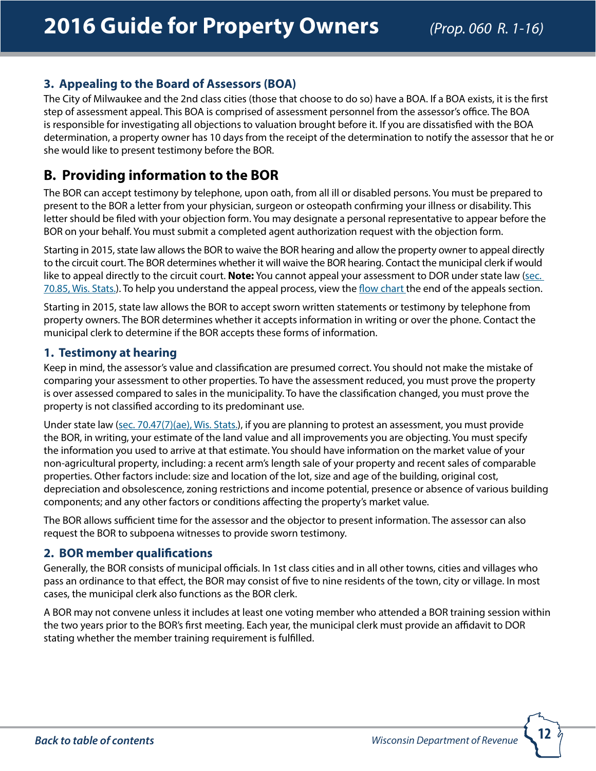### 3. Appealing to the Board of Assessors (BOA)

The City of Milwaukee and the 2nd class cities (those that choose to do so) have a BOA. If a BOA exists, it is the first step of assessment appeal. This BOA is comprised of assessment personnel from the assessor's office. The BOA is responsible for investigating all objections to valuation brought before it. If you are dissatisfied with the BOA determination, a property owner has 10 days from the receipt of the determination to notify the assessor that he or she would like to present testimony before the BOR.

## B. Providing information to the BOR

The BOR can accept testimony by telephone, upon oath, from all ill or disabled persons. You must be prepared to present to the BOR a letter from your physician, surgeon or osteopath confirming your illness or disability. This letter should be filed with your objection form. You may designate a personal representative to appear before the BOR on your behalf. You must submit a completed agent authorization request with the objection form.

Starting in 2015, state law allows the BOR to waive the BOR hearing and allow the property owner to appeal directly to the circuit court. The BOR determines whether it will waive the BOR hearing. Contact the municipal clerk if would like to appeal directly to the circuit court. **Note:** You cannot appeal your assessment to DOR under state law (sec. 70.85, Wis. Stats.). To help you understand the appeal process, view the flow chart the end of the appeals section.

Starting in 2015, state law allows the BOR to accept sworn written statements or testimony by telephone from property owners. The BOR determines whether it accepts information in writing or over the phone. Contact the municipal clerk to determine if the BOR accepts these forms of information.

### 1. Testimony at hearing

Keep in mind, the assessor's value and classification are presumed correct. You should not make the mistake of comparing your assessment to other properties. To have the assessment reduced, you must prove the property is over assessed compared to sales in the municipality. To have the classification changed, you must prove the property is not classified according to its predominant use.

Under state law (sec. 70.47(7)(ae), Wis. Stats.), if you are planning to protest an assessment, you must provide the BOR, in writing, your estimate of the land value and all improvements you are objecting. You must specify the information you used to arrive at that estimate. You should have information on the market value of your non-agricultural property, including: a recent arm's length sale of your property and recent sales of comparable properties. Other factors include: size and location of the lot, size and age of the building, original cost, depreciation and obsolescence, zoning restrictions and income potential, presence or absence of various building components; and any other factors or conditions affecting the property's market value.

The BOR allows sufficient time for the assessor and the objector to present information. The assessor can also request the BOR to subpoena witnesses to provide sworn testimony.

### 2. BOR member qualifications

Generally, the BOR consists of municipal officials. In 1st class cities and in all other towns, cities and villages who pass an ordinance to that effect, the BOR may consist of five to nine residents of the town, city or village. In most cases, the municipal clerk also functions as the BOR clerk.

A BOR may not convene unless it includes at least one voting member who attended a BOR training session within the two years prior to the BOR's first meeting. Each year, the municipal clerk must provide an affidavit to DOR stating whether the member training requirement is fulfilled.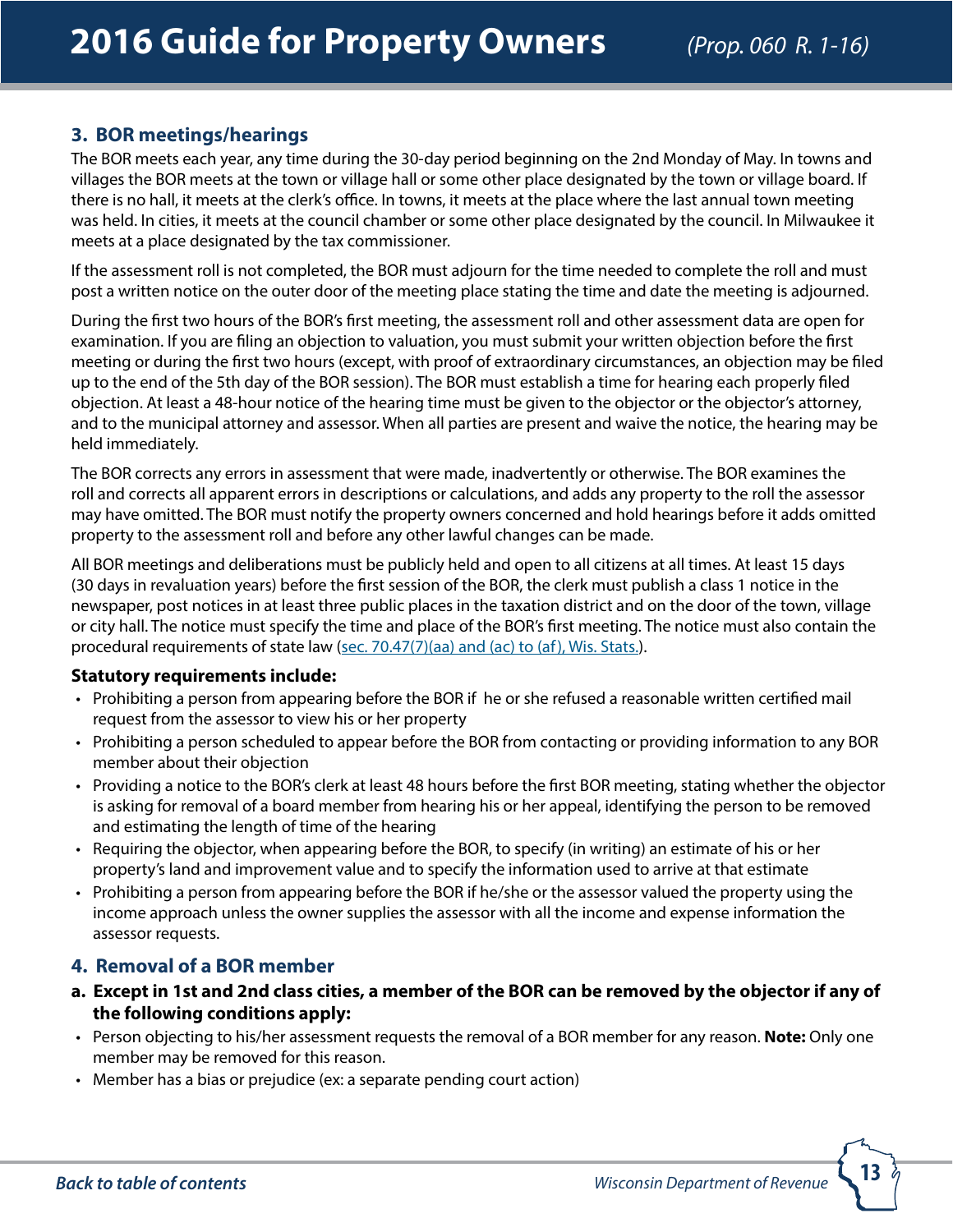## 3. BOR meetings/hearings

The BOR meets each year, any time during the 30-day period beginning on the 2nd Monday of May. In towns and villages the BOR meets at the town or village hall or some other place designated by the town or village board. If there is no hall, it meets at the clerk's office. In towns, it meets at the place where the last annual town meeting was held. In cities, it meets at the council chamber or some other place designated by the council. In Milwaukee it meets at a place designated by the tax commissioner.

If the assessment roll is not completed, the BOR must adjourn for the time needed to complete the roll and must post a written notice on the outer door of the meeting place stating the time and date the meeting is adjourned.

During the first two hours of the BOR's first meeting, the assessment roll and other assessment data are open for examination. If you are filing an objection to valuation, you must submit your written objection before the first meeting or during the first two hours (except, with proof of extraordinary circumstances, an objection may be filed up to the end of the 5th day of the BOR session). The BOR must establish a time for hearing each properly filed objection. At least a 48-hour notice of the hearing time must be given to the objector or the objector's attorney, and to the municipal attorney and assessor. When all parties are present and waive the notice, the hearing may be held immediately.

The BOR corrects any errors in assessment that were made, inadvertently or otherwise. The BOR examines the roll and corrects all apparent errors in descriptions or calculations, and adds any property to the roll the assessor may have omitted. The BOR must notify the property owners concerned and hold hearings before it adds omitted property to the assessment roll and before any other lawful changes can be made.

All BOR meetings and deliberations must be publicly held and open to all citizens at all times. At least 15 days (30 days in revaluation years) before the first session of the BOR, the clerk must publish a class 1 notice in the newspaper, post notices in at least three public places in the taxation district and on the door of the town, village or city hall. The notice must specify the time and place of the BOR's first meeting. The notice must also contain the procedural requirements of state law (sec. 70.47(7)(aa) and (ac) to (af), Wis. Stats.).

**Statutory requirements include:**

- Prohibiting a person from appearing before the BOR if he or she refused a reasonable written certified mail request from the assessor to view his or her property
- Prohibiting a person scheduled to appear before the BOR from contacting or providing information to any BOR member about their objection
- Providing a notice to the BOR's clerk at least 48 hours before the first BOR meeting, stating whether the objector is asking for removal of a board member from hearing his or her appeal, identifying the person to be removed and estimating the length of time of the hearing
- Requiring the objector, when appearing before the BOR, to specify (in writing) an estimate of his or her property's land and improvement value and to specify the information used to arrive at that estimate
- Prohibiting a person from appearing before the BOR if he/she or the assessor valued the property using the income approach unless the owner supplies the assessor with all the income and expense information the assessor requests.

## 4. Removal of a BOR member

**a. Except in 1st and 2nd class cities, a member of the BOR can be removed by the objector if any of the following conditions apply:**

- Person objecting to his/her assessment requests the removal of a BOR member for any reason. **Note:** Only one member may be removed for this reason.
- Member has a bias or prejudice (ex: a separate pending court action)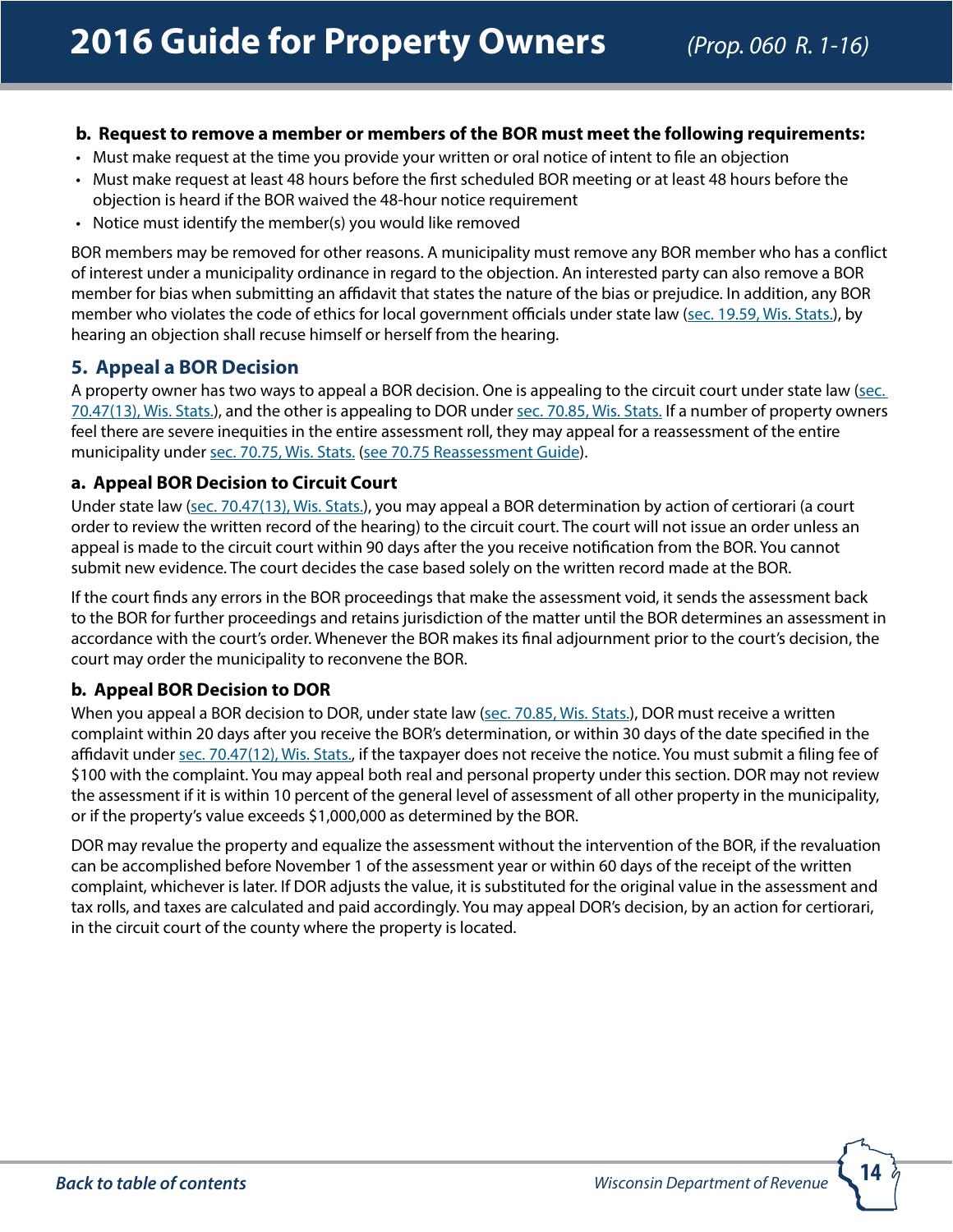**b. Request to remove a member or members of the BOR must meet the following requirements:**

- Must make request at the time you provide your written or oral notice of intent to file an objection
- Must make request at least 48 hours before the first scheduled BOR meeting or at least 48 hours before the objection is heard if the BOR waived the 48-hour notice requirement
- Notice must identify the member(s) you would like removed

BOR members may be removed for other reasons. A municipality must remove any BOR member who has a conflict of interest under a municipality ordinance in regard to the objection. An interested party can also remove a BOR member for bias when submitting an affidavit that states the nature of the bias or prejudice. In addition, any BOR member who violates the code of ethics for local government officials under state law (sec. 19.59, Wis. Stats.), by hearing an objection shall recuse himself or herself from the hearing.

## 5. Appeal a BOR Decision

A property owner has two ways to appeal a BOR decision. One is appealing to the circuit court under state law (sec. 70.47(13), Wis. Stats.), and the other is appealing to DOR under sec. 70.85, Wis. Stats. If a number of property owners feel there are severe inequities in the entire assessment roll, they may appeal for a reassessment of the entire municipality under sec. 70.75, Wis. Stats. (see 70.75 Reassessment Guide).

### a. Appeal BOR Decision to Circuit Court

Under state law (sec. 70.47(13), Wis. Stats.), you may appeal a BOR determination by action of certiorari (a court order to review the written record of the hearing) to the circuit court. The court will not issue an order unless an appeal is made to the circuit court within 90 days after the you receive notification from the BOR. You cannot submit new evidence. The court decides the case based solely on the written record made at the BOR.

If the court finds any errors in the BOR proceedings that make the assessment void, it sends the assessment back to the BOR for further proceedings and retains jurisdiction of the matter until the BOR determines an assessment in accordance with the court's order. Whenever the BOR makes its final adjournment prior to the court's decision, the court may order the municipality to reconvene the BOR.

### b. Appeal BOR Decision to DOR

When you appeal a BOR decision to DOR, under state law (sec. 70.85, Wis. Stats.), DOR must receive a written complaint within 20 days after you receive the BOR's determination, or within 30 days of the date specified in the affidavit under sec. 70.47(12), Wis. Stats., if the taxpayer does not receive the notice. You must submit a filing fee of $100 with the complaint. You may appeal both real and personal property under this section. DOR may not review the assessment if it is within 10 percent of the general level of assessment of all other property in the municipality, or if the property's value exceeds $1,000,000 as determined by the BOR.

DOR may revalue the property and equalize the assessment without the intervention of the BOR, if the revaluation can be accomplished before November 1 of the assessment year or within 60 days of the receipt of the written complaint, whichever is later. If DOR adjusts the value, it is substituted for the original value in the assessment and tax rolls, and taxes are calculated and paid accordingly. You may appeal DOR's decision, by an action for certiorari, in the circuit court of the county where the property is located.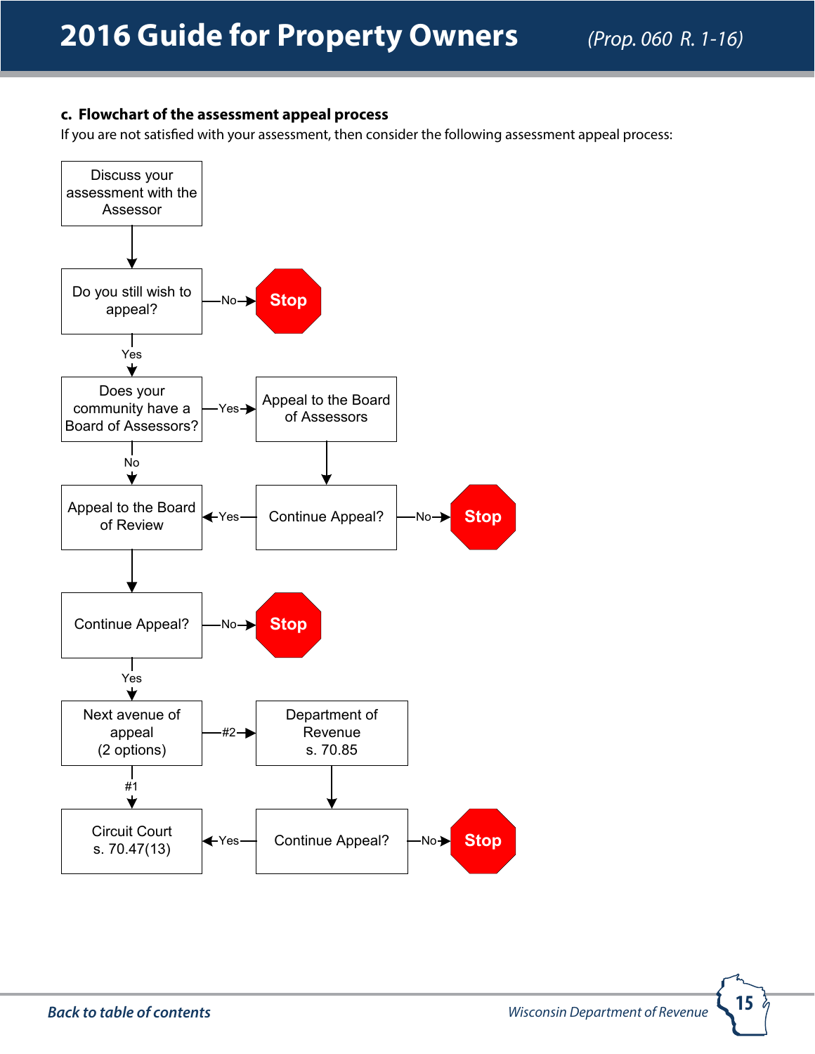### c. Flowchart of the assessment appeal process

If you are not satisfied with your assessment, then consider the following assessment appeal process:

Discuss your assessment with the Assessor

Do you still wish to appeal?

No

Stop

Yes

Does your community have a Board of Assessors?

Yes

Appeal to the Board of Assessors

No

Appeal to the Board of Review

Yes

Continue Appeal?

No

Stop

Continue Appeal?

No

Stop

Yes

Next avenue of appeal (2 options)

#2

Department of Revenue s. 70.85

#1

Circuit Court s. 70.47(13)

Yes

Continue Appeal?

No

Stop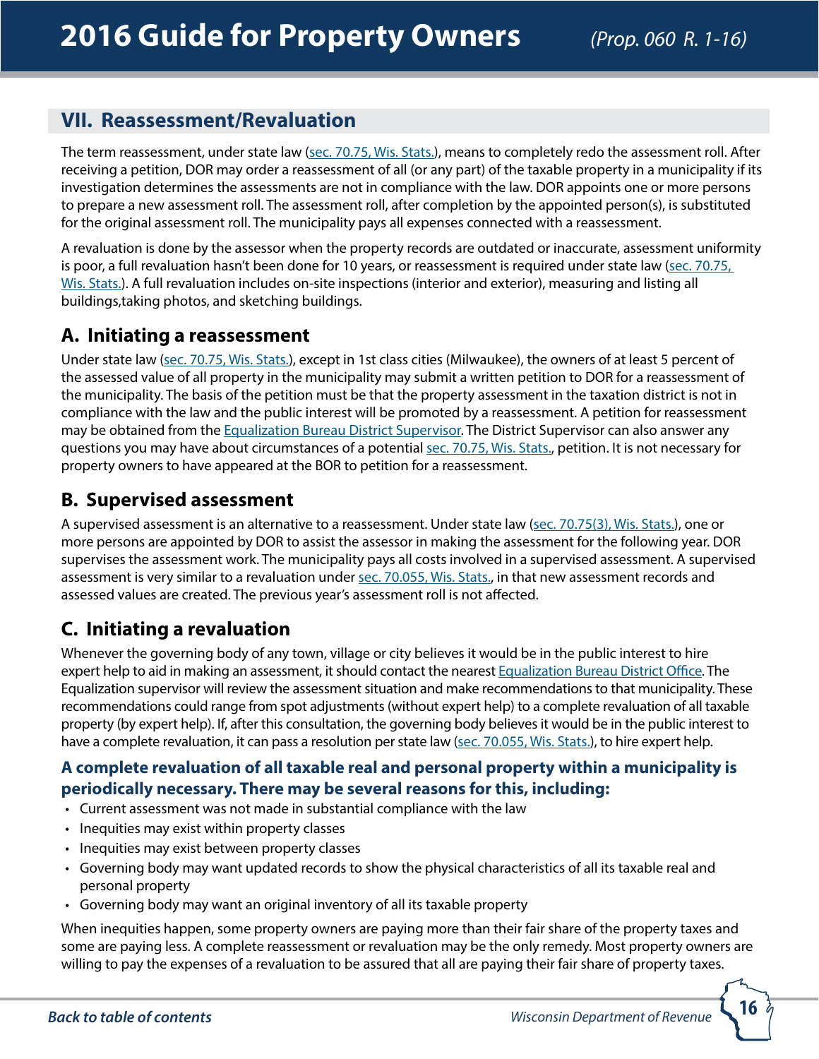## VII. Reassessment/Revaluation

The term reassessment, under state law (sec. 70.75, Wis. Stats.), means to completely redo the assessment roll. After receiving a petition, DOR may order a reassessment of all (or any part) of the taxable property in a municipality if its investigation determines the assessments are not in compliance with the law. DOR appoints one or more persons to prepare a new assessment roll. The assessment roll, after completion by the appointed person(s), is substituted for the original assessment roll. The municipality pays all expenses connected with a reassessment.

A revaluation is done by the assessor when the property records are outdated or inaccurate, assessment uniformity is poor, a full revaluation hasn't been done for 10 years, or reassessment is required under state law (sec. 70.75, Wis. Stats.). A full revaluation includes on-site inspections (interior and exterior), measuring and listing all buildings,taking photos, and sketching buildings.

### A. Initiating a reassessment

Under state law (sec. 70.75, Wis. Stats.), except in 1st class cities (Milwaukee), the owners of at least 5 percent of the assessed value of all property in the municipality may submit a written petition to DOR for a reassessment of the municipality. The basis of the petition must be that the property assessment in the taxation district is not in compliance with the law and the public interest will be promoted by a reassessment. A petition for reassessment may be obtained from the Equalization Bureau District Supervisor. The District Supervisor can also answer any questions you may have about circumstances of a potential sec. 70.75, Wis. Stats., petition. It is not necessary for property owners to have appeared at the BOR to petition for a reassessment.

### B. Supervised assessment

A supervised assessment is an alternative to a reassessment. Under state law (sec. 70.75(3), Wis. Stats.), one or more persons are appointed by DOR to assist the assessor in making the assessment for the following year. DOR supervises the assessment work. The municipality pays all costs involved in a supervised assessment. A supervised assessment is very similar to a revaluation under sec. 70.055, Wis. Stats., in that new assessment records and assessed values are created. The previous year's assessment roll is not affected.

### C. Initiating a revaluation

Whenever the governing body of any town, village or city believes it would be in the public interest to hire expert help to aid in making an assessment, it should contact the nearest Equalization Bureau District Office. The Equalization supervisor will review the assessment situation and make recommendations to that municipality. These recommendations could range from spot adjustments (without expert help) to a complete revaluation of all taxable property (by expert help). If, after this consultation, the governing body believes it would be in the public interest to have a complete revaluation, it can pass a resolution per state law (sec. 70.055, Wis. Stats.), to hire expert help.

**A complete revaluation of all taxable real and personal property within a municipality is periodically necessary. There may be several reasons for this, including:**

- Current assessment was not made in substantial compliance with the law
- Inequities may exist within property classes
- Inequities may exist between property classes
- Governing body may want updated records to show the physical characteristics of all its taxable real and personal property
- Governing body may want an original inventory of all its taxable property

When inequities happen, some property owners are paying more than their fair share of the property taxes and some are paying less. A complete reassessment or revaluation may be the only remedy. Most property owners are willing to pay the expenses of a revaluation to be assured that all are paying their fair share of property taxes.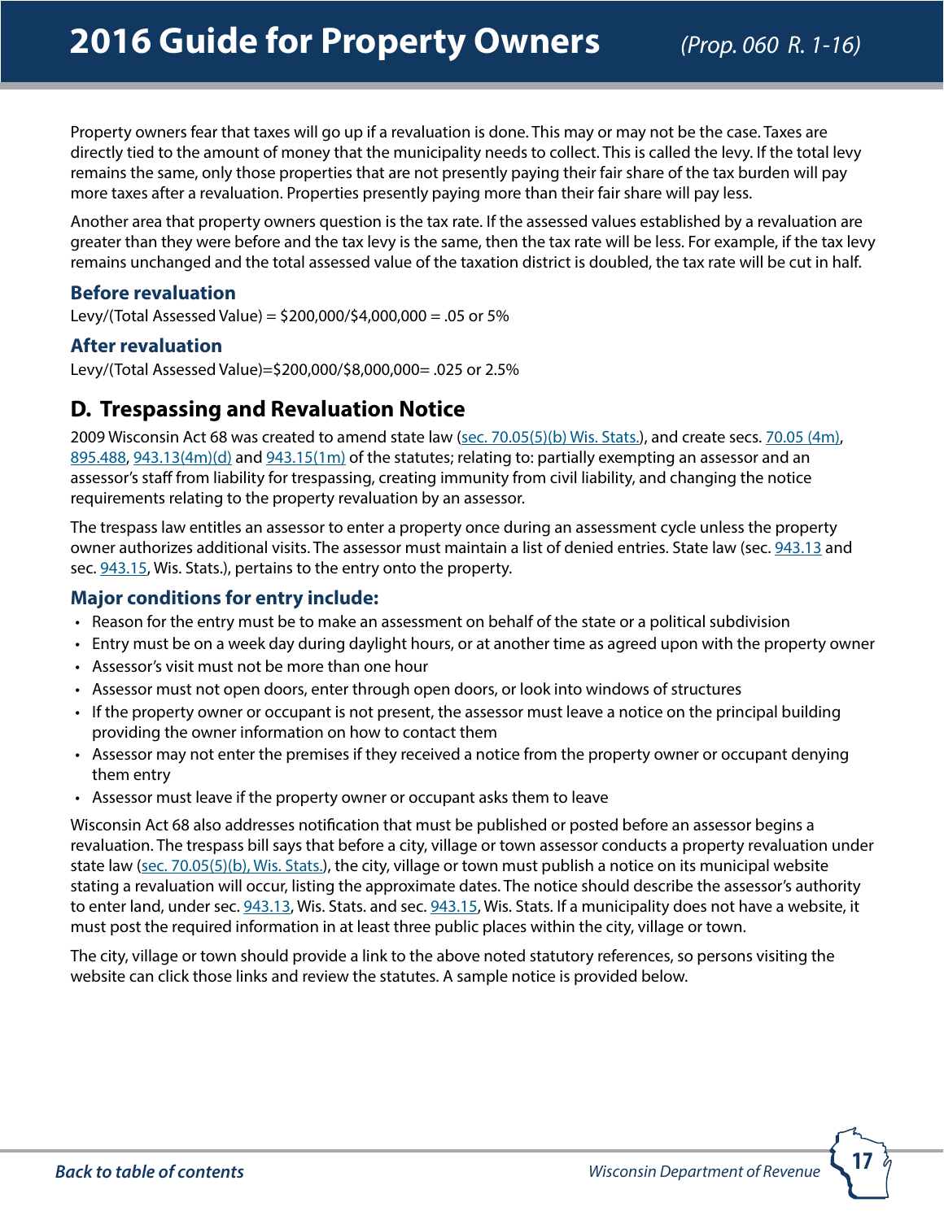Property owners fear that taxes will go up if a revaluation is done. This may or may not be the case. Taxes are directly tied to the amount of money that the municipality needs to collect. This is called the levy. If the total levy remains the same, only those properties that are not presently paying their fair share of the tax burden will pay more taxes after a revaluation. Properties presently paying more than their fair share will pay less.

Another area that property owners question is the tax rate. If the assessed values established by a revaluation are greater than they were before and the tax levy is the same, then the tax rate will be less. For example, if the tax levy remains unchanged and the total assessed value of the taxation district is doubled, the tax rate will be cut in half.

### Before revaluation

Levy/(Total Assessed Value) = $200,000/$4,000,000 = .05 or 5%

### After revaluation

Levy/(Total Assessed Value)=$200,000/$8,000,000= .025 or 2.5%

## D. Trespassing and Revaluation Notice

2009 Wisconsin Act 68 was created to amend state law (sec. 70.05(5)(b) Wis. Stats.), and create secs. 70.05 (4m), 895.488, 943.13(4m)(d) and 943.15(1m) of the statutes; relating to: partially exempting an assessor and an assessor's staff from liability for trespassing, creating immunity from civil liability, and changing the notice requirements relating to the property revaluation by an assessor.

The trespass law entitles an assessor to enter a property once during an assessment cycle unless the property owner authorizes additional visits. The assessor must maintain a list of denied entries. State law (sec. 943.13 and sec. 943.15, Wis. Stats.), pertains to the entry onto the property.

### Major conditions for entry include:

- Reason for the entry must be to make an assessment on behalf of the state or a political subdivision
- Entry must be on a week day during daylight hours, or at another time as agreed upon with the property owner
- Assessor's visit must not be more than one hour
- Assessor must not open doors, enter through open doors, or look into windows of structures
- If the property owner or occupant is not present, the assessor must leave a notice on the principal building providing the owner information on how to contact them
- Assessor may not enter the premises if they received a notice from the property owner or occupant denying them entry
- Assessor must leave if the property owner or occupant asks them to leave

Wisconsin Act 68 also addresses notification that must be published or posted before an assessor begins a revaluation. The trespass bill says that before a city, village or town assessor conducts a property revaluation under state law (sec. 70.05(5)(b), Wis. Stats.), the city, village or town must publish a notice on its municipal website stating a revaluation will occur, listing the approximate dates. The notice should describe the assessor's authority to enter land, under sec. 943.13, Wis. Stats. and sec. 943.15, Wis. Stats. If a municipality does not have a website, it must post the required information in at least three public places within the city, village or town.

The city, village or town should provide a link to the above noted statutory references, so persons visiting the website can click those links and review the statutes. A sample notice is provided below.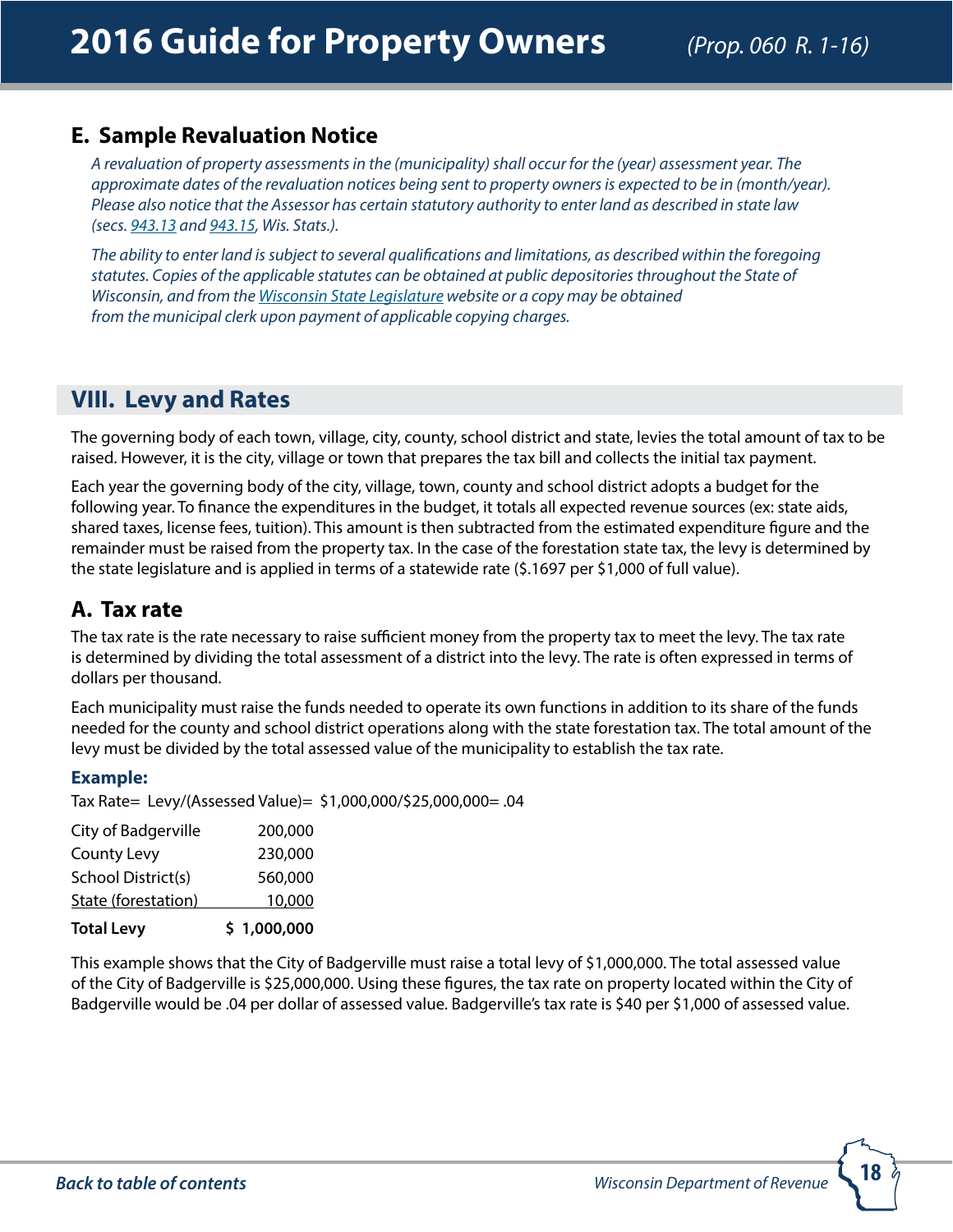## E. Sample Revaluation Notice

*A revaluation of property assessments in the (municipality) shall occur for the (year) assessment year. The approximate dates of the revaluation notices being sent to property owners is expected to be in (month/year). Please also notice that the Assessor has certain statutory authority to enter land as described in state law (secs. 943.13 and 943.15, Wis. Stats.).*

*The ability to enter land is subject to several qualifications and limitations, as described within the foregoing statutes. Copies of the applicable statutes can be obtained at public depositories throughout the State of Wisconsin, and from the Wisconsin State Legislature website or a copy may be obtained from the municipal clerk upon payment of applicable copying charges.*

# VIII. Levy and Rates

The governing body of each town, village, city, county, school district and state, levies the total amount of tax to be raised. However, it is the city, village or town that prepares the tax bill and collects the initial tax payment.

Each year the governing body of the city, village, town, county and school district adopts a budget for the following year. To finance the expenditures in the budget, it totals all expected revenue sources (ex: state aids, shared taxes, license fees, tuition). This amount is then subtracted from the estimated expenditure figure and the remainder must be raised from the property tax. In the case of the forestation state tax, the levy is determined by the state legislature and is applied in terms of a statewide rate ($.1697 per $1,000 of full value).

## A. Tax rate

The tax rate is the rate necessary to raise sufficient money from the property tax to meet the levy. The tax rate is determined by dividing the total assessment of a district into the levy. The rate is often expressed in terms of dollars per thousand.

Each municipality must raise the funds needed to operate its own functions in addition to its share of the funds needed for the county and school district operations along with the state forestation tax. The total amount of the levy must be divided by the total assessed value of the municipality to establish the tax rate.

**Example:**

Tax Rate= Levy/(Assessed Value)= $1,000,000/$25,000,000= .04

| | |
|---|---|
| City of Badgerville | 200,000 |
| County Levy | 230,000 |
| School District(s) | 560,000 |
| State (forestation) | 10,000 |
| **Total Levy** | **$ 1,000,000** |

This example shows that the City of Badgerville must raise a total levy of $1,000,000. The total assessed value of the City of Badgerville is $25,000,000. Using these figures, the tax rate on property located within the City of Badgerville would be .04 per dollar of assessed value. Badgerville's tax rate is $40 per $1,000 of assessed value.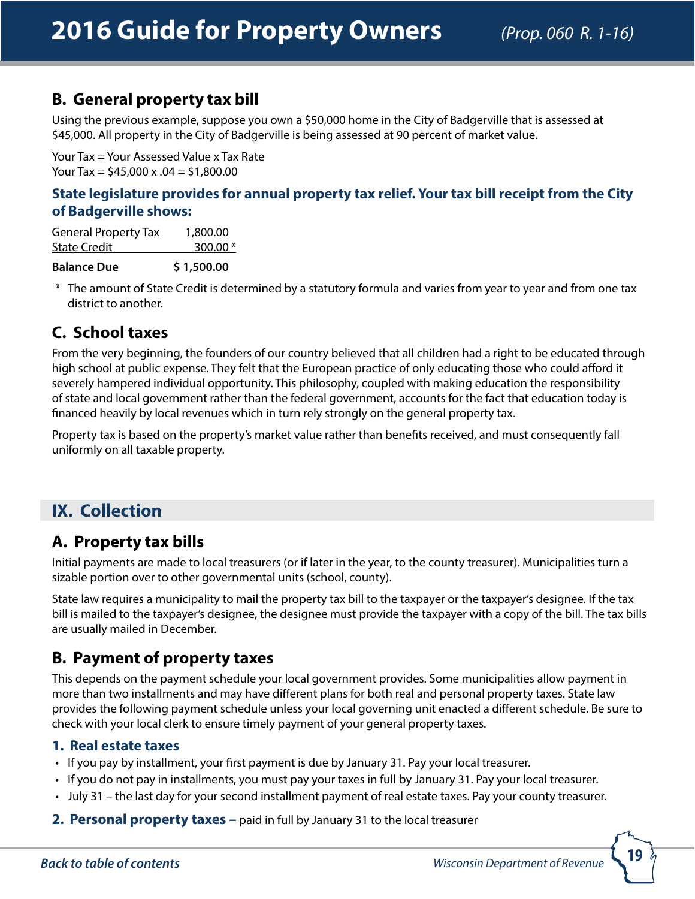## B. General property tax bill

Using the previous example, suppose you own a $50,000 home in the City of Badgerville that is assessed at $45,000. All property in the City of Badgerville is being assessed at 90 percent of market value.

Your Tax = Your Assessed Value x Tax Rate
Your Tax = $45,000 x .04 = $1,800.00

### State legislature provides for annual property tax relief. Your tax bill receipt from the City of Badgerville shows:

| | |
|---|---|
| General Property Tax | 1,800.00 |
| State Credit | 300.00 * |
| **Balance Due** | **$ 1,500.00** |

\* The amount of State Credit is determined by a statutory formula and varies from year to year and from one tax district to another.

## C. School taxes

From the very beginning, the founders of our country believed that all children had a right to be educated through high school at public expense. They felt that the European practice of only educating those who could afford it severely hampered individual opportunity. This philosophy, coupled with making education the responsibility of state and local government rather than the federal government, accounts for the fact that education today is financed heavily by local revenues which in turn rely strongly on the general property tax.

Property tax is based on the property's market value rather than benefits received, and must consequently fall uniformly on all taxable property.

# IX. Collection

## A. Property tax bills

Initial payments are made to local treasurers (or if later in the year, to the county treasurer). Municipalities turn a sizable portion over to other governmental units (school, county).

State law requires a municipality to mail the property tax bill to the taxpayer or the taxpayer's designee. If the tax bill is mailed to the taxpayer's designee, the designee must provide the taxpayer with a copy of the bill. The tax bills are usually mailed in December.

## B. Payment of property taxes

This depends on the payment schedule your local government provides. Some municipalities allow payment in more than two installments and may have different plans for both real and personal property taxes. State law provides the following payment schedule unless your local governing unit enacted a different schedule. Be sure to check with your local clerk to ensure timely payment of your general property taxes.

### 1. Real estate taxes

- If you pay by installment, your first payment is due by January 31. Pay your local treasurer.
- If you do not pay in installments, you must pay your taxes in full by January 31. Pay your local treasurer.
- July 31 – the last day for your second installment payment of real estate taxes. Pay your county treasurer.

### 2. Personal property taxes – paid in full by January 31 to the local treasurer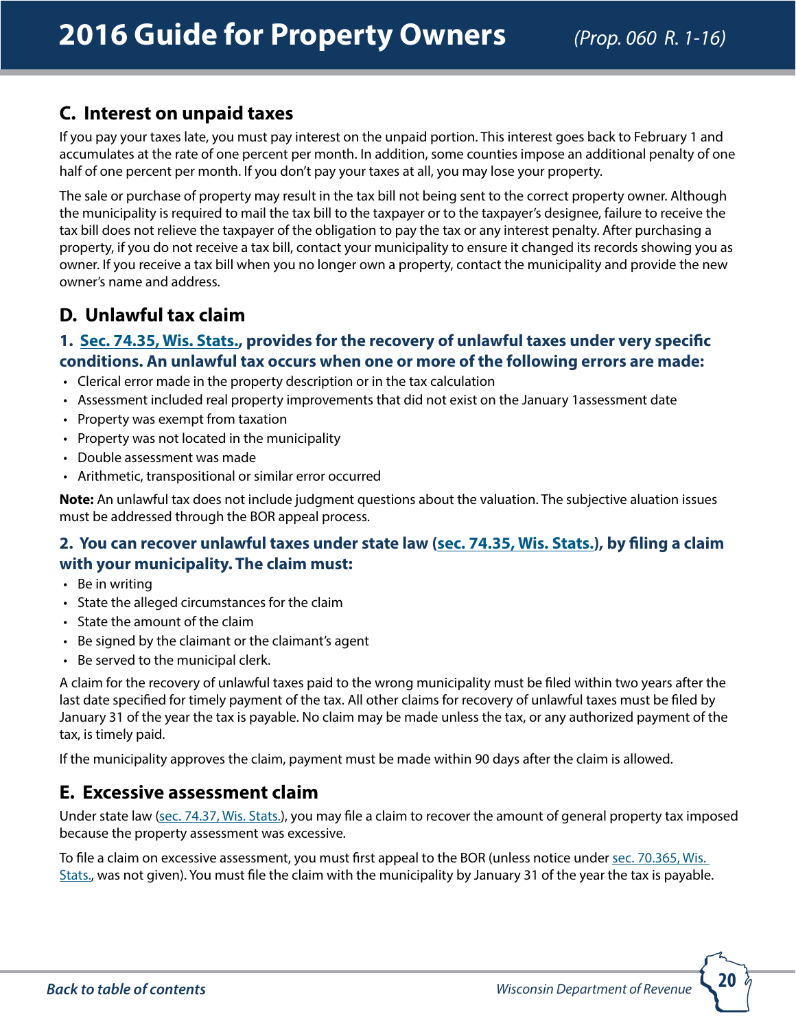## C. Interest on unpaid taxes

If you pay your taxes late, you must pay interest on the unpaid portion. This interest goes back to February 1 and accumulates at the rate of one percent per month. In addition, some counties impose an additional penalty of one half of one percent per month. If you don't pay your taxes at all, you may lose your property.

The sale or purchase of property may result in the tax bill not being sent to the correct property owner. Although the municipality is required to mail the tax bill to the taxpayer or to the taxpayer's designee, failure to receive the tax bill does not relieve the taxpayer of the obligation to pay the tax or any interest penalty. After purchasing a property, if you do not receive a tax bill, contact your municipality to ensure it changed its records showing you as owner. If you receive a tax bill when you no longer own a property, contact the municipality and provide the new owner's name and address.

## D. Unlawful tax claim

### 1. Sec. 74.35, Wis. Stats., provides for the recovery of unlawful taxes under very specific conditions. An unlawful tax occurs when one or more of the following errors are made:

- Clerical error made in the property description or in the tax calculation
- Assessment included real property improvements that did not exist on the January 1assessment date
- Property was exempt from taxation
- Property was not located in the municipality
- Double assessment was made
- Arithmetic, transpositional or similar error occurred

**Note:** An unlawful tax does not include judgment questions about the valuation. The subjective aluation issues must be addressed through the BOR appeal process.

### 2. You can recover unlawful taxes under state law (sec. 74.35, Wis. Stats.), by filing a claim with your municipality. The claim must:

- Be in writing
- State the alleged circumstances for the claim
- State the amount of the claim
- Be signed by the claimant or the claimant's agent
- Be served to the municipal clerk.

A claim for the recovery of unlawful taxes paid to the wrong municipality must be filed within two years after the last date specified for timely payment of the tax. All other claims for recovery of unlawful taxes must be filed by January 31 of the year the tax is payable. No claim may be made unless the tax, or any authorized payment of the tax, is timely paid.

If the municipality approves the claim, payment must be made within 90 days after the claim is allowed.

## E. Excessive assessment claim

Under state law (sec. 74.37, Wis. Stats.), you may file a claim to recover the amount of general property tax imposed because the property assessment was excessive.

To file a claim on excessive assessment, you must first appeal to the BOR (unless notice under sec. 70.365, Wis. Stats., was not given). You must file the claim with the municipality by January 31 of the year the tax is payable.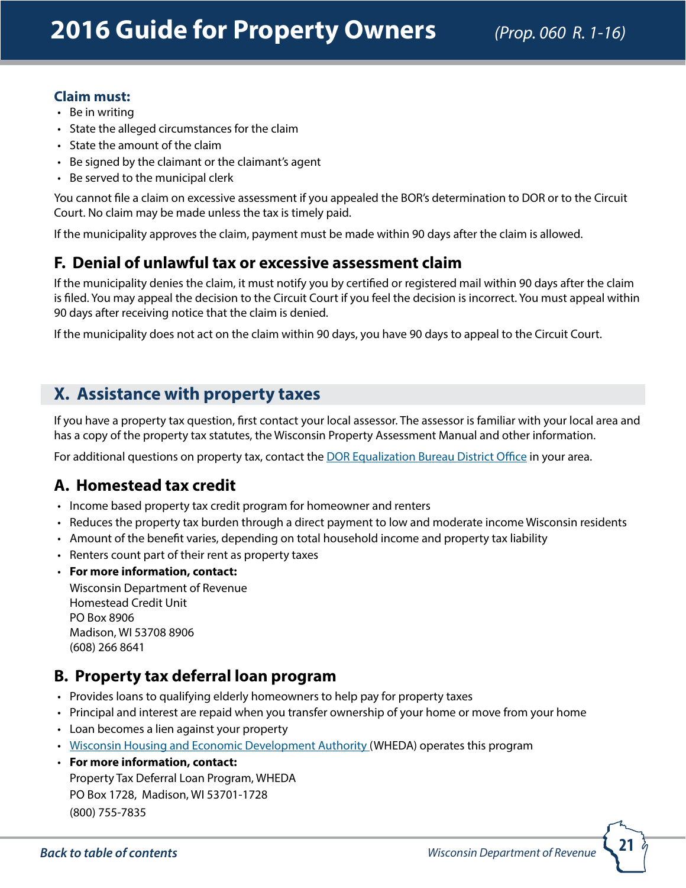**Claim must:**

- Be in writing
- State the alleged circumstances for the claim
- State the amount of the claim
- Be signed by the claimant or the claimant's agent
- Be served to the municipal clerk

You cannot file a claim on excessive assessment if you appealed the BOR's determination to DOR or to the Circuit Court. No claim may be made unless the tax is timely paid.

If the municipality approves the claim, payment must be made within 90 days after the claim is allowed.

### F. Denial of unlawful tax or excessive assessment claim

If the municipality denies the claim, it must notify you by certified or registered mail within 90 days after the claim is filed. You may appeal the decision to the Circuit Court if you feel the decision is incorrect. You must appeal within 90 days after receiving notice that the claim is denied.

If the municipality does not act on the claim within 90 days, you have 90 days to appeal to the Circuit Court.

## X. Assistance with property taxes

If you have a property tax question, first contact your local assessor. The assessor is familiar with your local area and has a copy of the property tax statutes, the Wisconsin Property Assessment Manual and other information.

For additional questions on property tax, contact the DOR Equalization Bureau District Office in your area.

### A. Homestead tax credit

- Income based property tax credit program for homeowner and renters
- Reduces the property tax burden through a direct payment to low and moderate income Wisconsin residents
- Amount of the benefit varies, depending on total household income and property tax liability
- Renters count part of their rent as property taxes
- **For more information, contact:**
  Wisconsin Department of Revenue
  Homestead Credit Unit
  PO Box 8906
  Madison, WI 53708 8906
  (608) 266 8641

### B. Property tax deferral loan program

- Provides loans to qualifying elderly homeowners to help pay for property taxes
- Principal and interest are repaid when you transfer ownership of your home or move from your home
- Loan becomes a lien against your property
- Wisconsin Housing and Economic Development Authority (WHEDA) operates this program
- **For more information, contact:**
  Property Tax Deferral Loan Program, WHEDA
  PO Box 1728, Madison, WI 53701-1728
  (800) 755-7835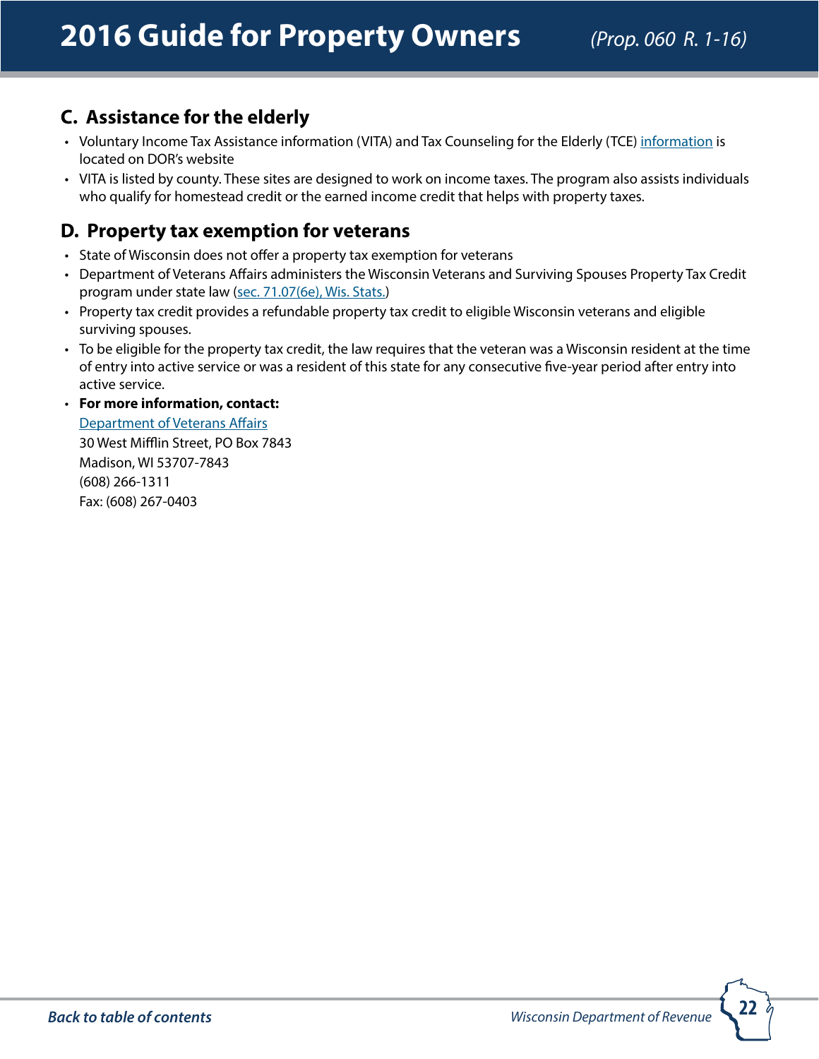## C. Assistance for the elderly

- Voluntary Income Tax Assistance information (VITA) and Tax Counseling for the Elderly (TCE) information is located on DOR's website
- VITA is listed by county. These sites are designed to work on income taxes. The program also assists individuals who qualify for homestead credit or the earned income credit that helps with property taxes.

## D. Property tax exemption for veterans

- State of Wisconsin does not offer a property tax exemption for veterans
- Department of Veterans Affairs administers the Wisconsin Veterans and Surviving Spouses Property Tax Credit program under state law (sec. 71.07(6e), Wis. Stats.)
- Property tax credit provides a refundable property tax credit to eligible Wisconsin veterans and eligible surviving spouses.
- To be eligible for the property tax credit, the law requires that the veteran was a Wisconsin resident at the time of entry into active service or was a resident of this state for any consecutive five-year period after entry into active service.
- **For more information, contact:**
  Department of Veterans Affairs
  30 West Mifflin Street, PO Box 7843
  Madison, WI 53707-7843
  (608) 266-1311
  Fax: (608) 267-0403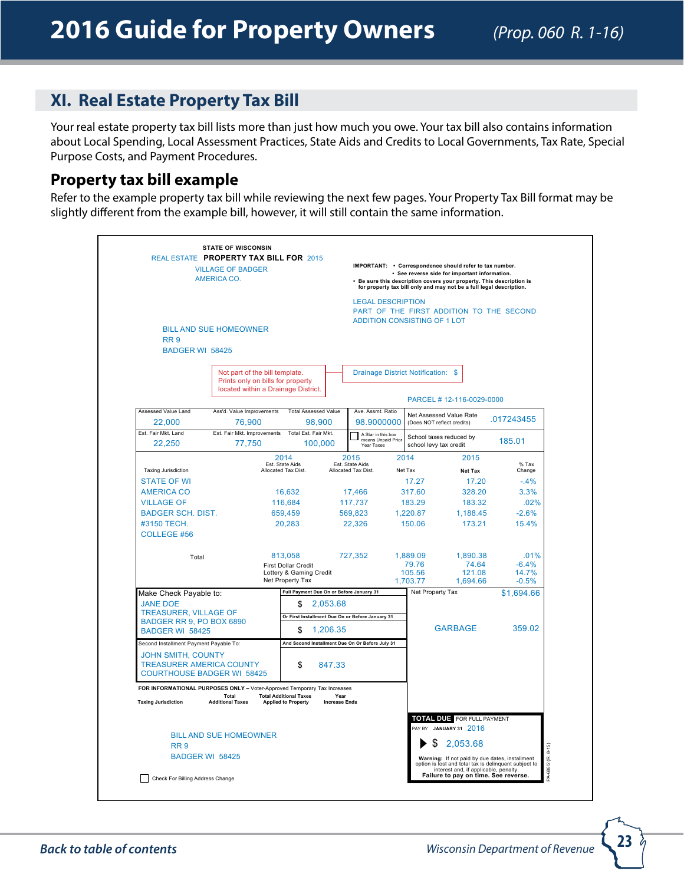## XI. Real Estate Property Tax Bill

Your real estate property tax bill lists more than just how much you owe. Your tax bill also contains information about Local Spending, Local Assessment Practices, State Aids and Credits to Local Governments, Tax Rate, Special Purpose Costs, and Payment Procedures.

### Property tax bill example

Refer to the example property tax bill while reviewing the next few pages. Your Property Tax Bill format may be slightly different from the example bill, however, it will still contain the same information.

STATE OF WISCONSIN
REAL ESTATE **PROPERTY TAX BILL FOR** 2015
VILLAGE OF BADGER
AMERICA CO.

IMPORTANT: • Correspondence should refer to tax number.
• See reverse side for important information.
• Be sure this description covers your property. This description is for property tax bill only and may not be a full legal description.

LEGAL DESCRIPTION
PART OF THE FIRST ADDITION TO THE SECOND ADDITION CONSISTING OF 1 LOT

BILL AND SUE HOMEOWNER
RR 9
BADGER WI 58425

Not part of the bill template. Prints only on bills for property located within a Drainage District.

Drainage District Notification: $

PARCEL # 12-116-0029-0000

| Assessed Value Land | Ass'd. Value Improvements | Total Assessed Value | Ave. Assmt. Ratio | Net Assessed Value Rate (Does NOT reflect credits) | |
|---|---|---|---|---|---|
| 22,000 | 76,900 | 98,900 | 98.9000000 | | .017243455 |
| **Est. Fair Mkt. Land** | **Est. Fair Mkt. Improvements** | **Total Est. Fair Mkt.** | **A Star in this box means Unpaid Prior Year Taxes** | **School taxes reduced by school levy tax credit** | |
| 22,250 | 77,750 | 100,000 | | | 185.01 |

| Taxing Jurisdiction | 2014 Est. State Aids Allocated Tax Dist. | 2015 Est. State Aids Allocated Tax Dist. | 2014 Net Tax | 2015 Net Tax | % Tax Change |
|---|---|---|---|---|---|
| STATE OF WI | | | 17.27 | 17.20 | -.4% |
| AMERICA CO | 16,632 | 17,466 | 317.60 | 328.20 | 3.3% |
| VILLAGE OF | 116,684 | 117,737 | 183.29 | 183.32 | .02% |
| BADGER SCH. DIST. | 659,459 | 569,823 | 1,220.87 | 1,188.45 | -2.6% |
| #3150 TECH. | 20,283 | 22,326 | 150.06 | 173.21 | 15.4% |
| COLLEGE #56 | | | | | |
| Total | 813,058 | 727,352 | 1,889.09 | 1,890.38 | .01% |
| First Dollar Credit | | | 79.76 | 74.64 | -6.4% |
| Lottery & Gaming Credit | | | 105.56 | 121.08 | 14.7% |
| Net Property Tax | | | 1,703.77 | 1,694.66 | -0.5% |

Make Check Payable to:
JANE DOE
TREASURER, VILLAGE OF
BADGER RR 9, PO BOX 6890
BADGER WI 58425

Full Payment Due On or Before January 31
$ 2,053.68

Or First Installment Due On or Before January 31
$ 1,206.35

Second Installment Payment Payable To:
JOHN SMITH, COUNTY
TREASURER AMERICA COUNTY
COURTHOUSE BADGER WI 58425

And Second Installment Due On or Before July 31
$ 847.33

Net Property Tax $1,694.66

GARBAGE 359.02

FOR INFORMATIONAL PURPOSES ONLY – Voter-Approved Temporary Tax Increases

| Taxing Jurisdiction | Total Additional Taxes | Total Additional Taxes Applied to Property | Year Increase Ends |
|---|---|---|---|

BILL AND SUE HOMEOWNER
RR 9
BADGER WI 58425

☐ Check For Billing Address Change

**TOTAL DUE** FOR FULL PAYMENT
PAY BY JANUARY 31 2016
▶ $ 2,053.68

**Warning:** If not paid by due dates, installment option is lost and total tax is delinquent subject to interest and, if applicable, penalty.
**Failure to pay on time. See reverse.**

PA-686/2 (R. 8-15)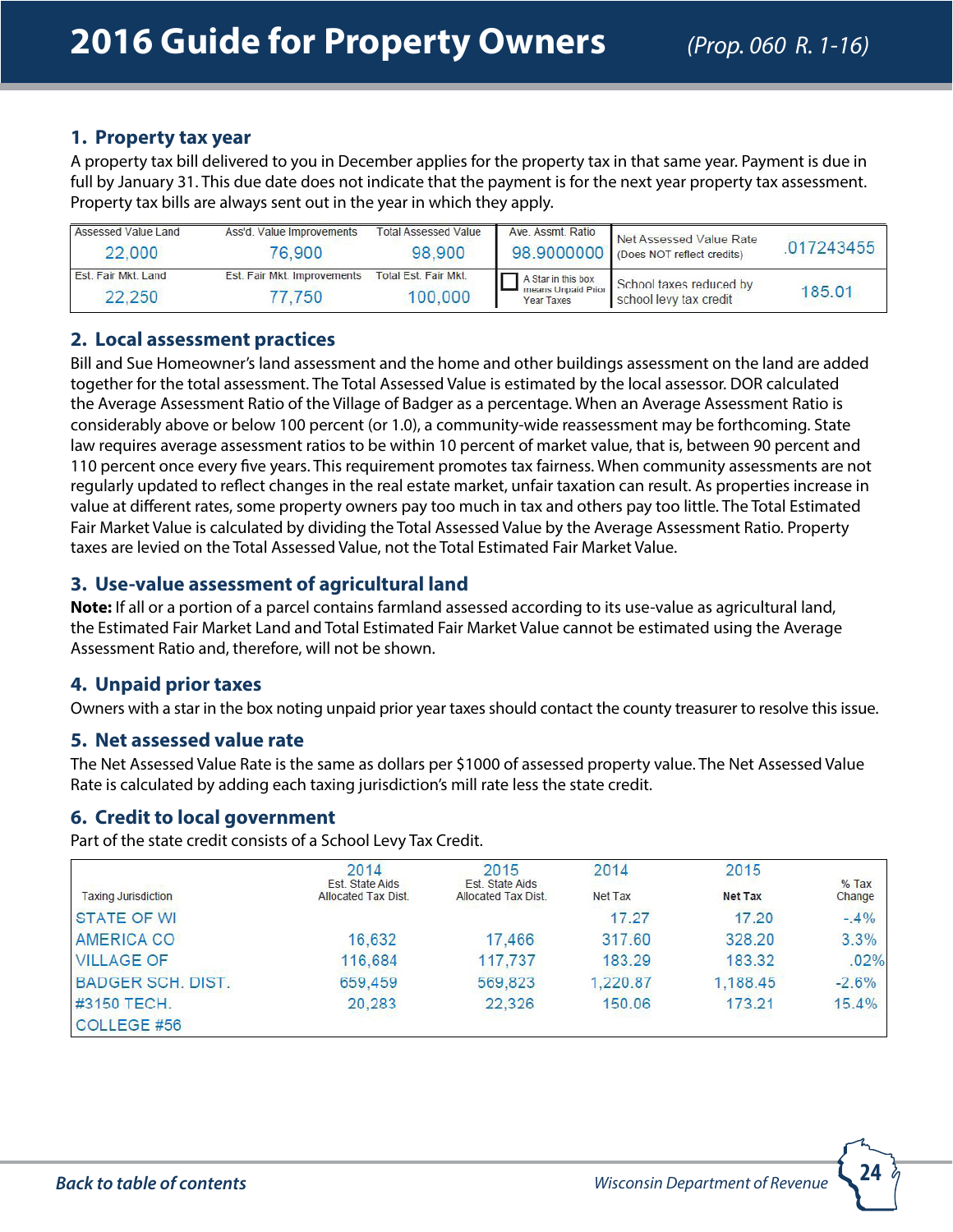# 2016 Guide for Property Owners

*(Prop. 060 R. 1-16)*

## 1. Property tax year

A property tax bill delivered to you in December applies for the property tax in that same year. Payment is due in full by January 31. This due date does not indicate that the payment is for the next year property tax assessment. Property tax bills are always sent out in the year in which they apply.

| Assessed Value Land | Ass'd. Value Improvements | Total Assessed Value | Ave. Assmt. Ratio | Net Assessed Value Rate (Does NOT reflect credits) | |
|---|---|---|---|---|---|
| 22,000 | 76,900 | 98,900 | 98.9000000 | | .017243455 |
| **Est. Fair Mkt. Land** | **Est. Fair Mkt. Improvements** | **Total Est. Fair Mkt.** | ☐ A Star in this box means Unpaid Prior Year Taxes | **School taxes reduced by school levy tax credit** | |
| 22,250 | 77,750 | 100,000 | | | 185.01 |

## 2. Local assessment practices

Bill and Sue Homeowner's land assessment and the home and other buildings assessment on the land are added together for the total assessment. The Total Assessed Value is estimated by the local assessor. DOR calculated the Average Assessment Ratio of the Village of Badger as a percentage. When an Average Assessment Ratio is considerably above or below 100 percent (or 1.0), a community-wide reassessment may be forthcoming. State law requires average assessment ratios to be within 10 percent of market value, that is, between 90 percent and 110 percent once every five years. This requirement promotes tax fairness. When community assessments are not regularly updated to reflect changes in the real estate market, unfair taxation can result. As properties increase in value at different rates, some property owners pay too much in tax and others pay too little. The Total Estimated Fair Market Value is calculated by dividing the Total Assessed Value by the Average Assessment Ratio. Property taxes are levied on the Total Assessed Value, not the Total Estimated Fair Market Value.

## 3. Use-value assessment of agricultural land

**Note:** If all or a portion of a parcel contains farmland assessed according to its use-value as agricultural land, the Estimated Fair Market Land and Total Estimated Fair Market Value cannot be estimated using the Average Assessment Ratio and, therefore, will not be shown.

## 4. Unpaid prior taxes

Owners with a star in the box noting unpaid prior year taxes should contact the county treasurer to resolve this issue.

## 5. Net assessed value rate

The Net Assessed Value Rate is the same as dollars per $1000 of assessed property value. The Net Assessed Value Rate is calculated by adding each taxing jurisdiction's mill rate less the state credit.

## 6. Credit to local government

Part of the state credit consists of a School Levy Tax Credit.

| Taxing Jurisdiction | 2014 Est. State Aids Allocated Tax Dist. | 2015 Est. State Aids Allocated Tax Dist. | 2014 Net Tax | 2015 **Net Tax** | % Tax Change |
|---|---|---|---|---|---|
| STATE OF WI | | | 17.27 | 17.20 | -.4% |
| AMERICA CO | 16,632 | 17,466 | 317.60 | 328.20 | 3.3% |
| VILLAGE OF | 116,684 | 117,737 | 183.29 | 183.32 | .02% |
| BADGER SCH. DIST. | 659,459 | 569,823 | 1,220.87 | 1,188.45 | -2.6% |
| #3150 TECH. COLLEGE #56 | 20,283 | 22,326 | 150.06 | 173.21 | 15.4% |

*Back to table of contents*

*Wisconsin Department of Revenue*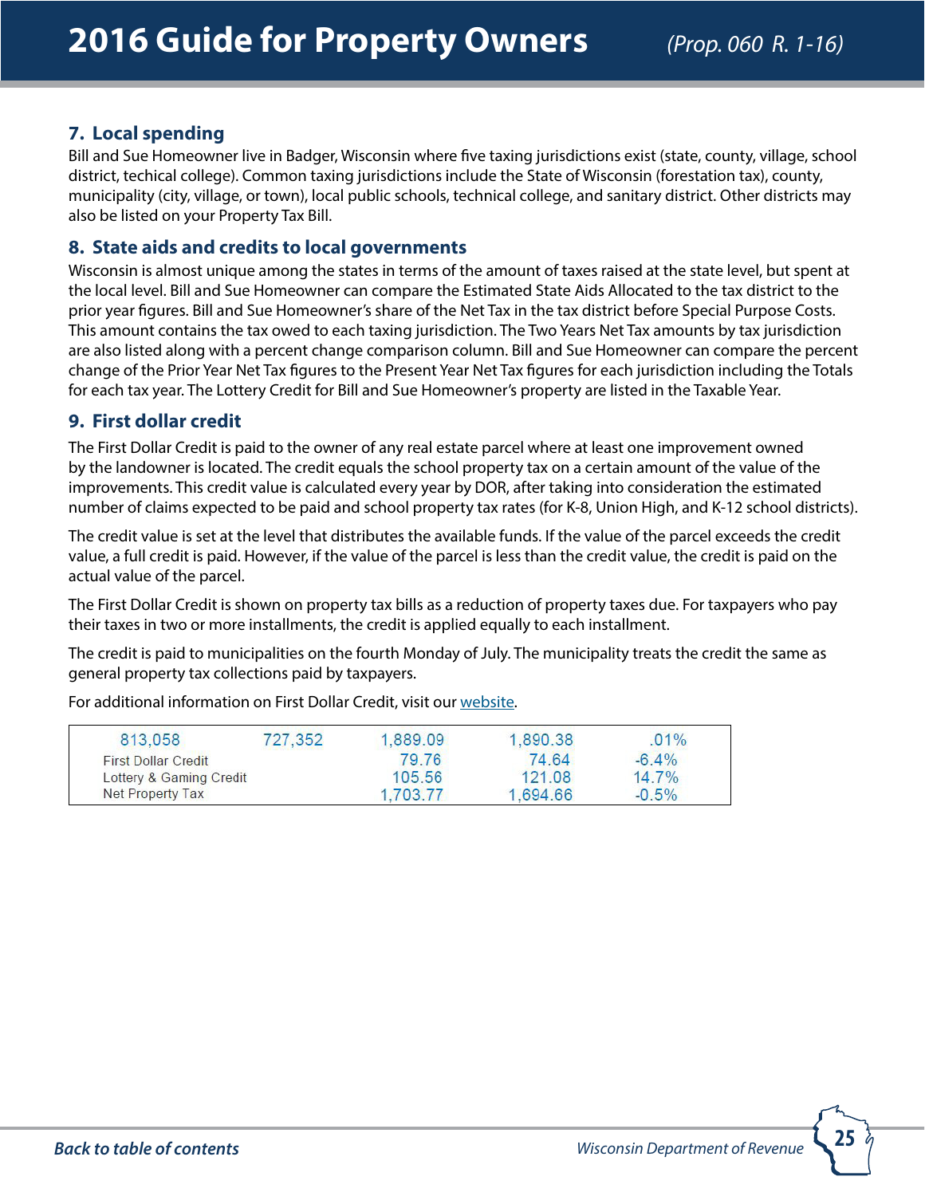## 7. Local spending

Bill and Sue Homeowner live in Badger, Wisconsin where five taxing jurisdictions exist (state, county, village, school district, techical college). Common taxing jurisdictions include the State of Wisconsin (forestation tax), county, municipality (city, village, or town), local public schools, technical college, and sanitary district. Other districts may also be listed on your Property Tax Bill.

## 8. State aids and credits to local governments

Wisconsin is almost unique among the states in terms of the amount of taxes raised at the state level, but spent at the local level. Bill and Sue Homeowner can compare the Estimated State Aids Allocated to the tax district to the prior year figures. Bill and Sue Homeowner's share of the Net Tax in the tax district before Special Purpose Costs. This amount contains the tax owed to each taxing jurisdiction. The Two Years Net Tax amounts by tax jurisdiction are also listed along with a percent change comparison column. Bill and Sue Homeowner can compare the percent change of the Prior Year Net Tax figures to the Present Year Net Tax figures for each jurisdiction including the Totals for each tax year. The Lottery Credit for Bill and Sue Homeowner's property are listed in the Taxable Year.

## 9. First dollar credit

The First Dollar Credit is paid to the owner of any real estate parcel where at least one improvement owned by the landowner is located. The credit equals the school property tax on a certain amount of the value of the improvements. This credit value is calculated every year by DOR, after taking into consideration the estimated number of claims expected to be paid and school property tax rates (for K-8, Union High, and K-12 school districts).

The credit value is set at the level that distributes the available funds. If the value of the parcel exceeds the credit value, a full credit is paid. However, if the value of the parcel is less than the credit value, the credit is paid on the actual value of the parcel.

The First Dollar Credit is shown on property tax bills as a reduction of property taxes due. For taxpayers who pay their taxes in two or more installments, the credit is applied equally to each installment.

The credit is paid to municipalities on the fourth Monday of July. The municipality treats the credit the same as general property tax collections paid by taxpayers.

For additional information on First Dollar Credit, visit our website.

| | | | | |
|---|---|---|---|---|
| 813,058 | 727,352 | 1,889.09 | 1,890.38 | .01% |
| First Dollar Credit | | 79.76 | 74.64 | -6.4% |
| Lottery & Gaming Credit | | 105.56 | 121.08 | 14.7% |
| Net Property Tax | | 1,703.77 | 1,694.66 | -0.5% |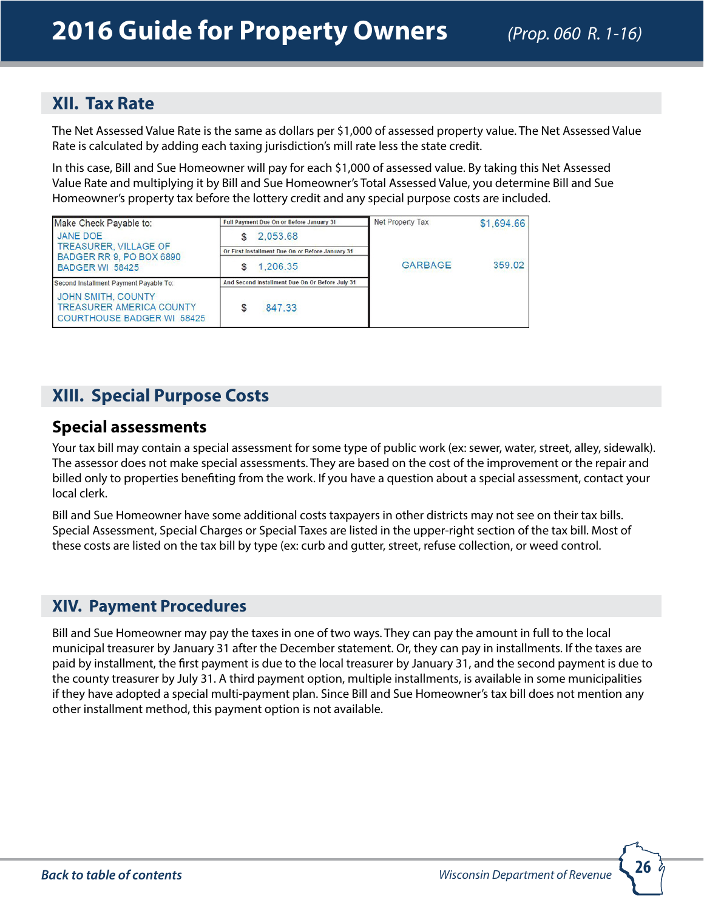## XII. Tax Rate

The Net Assessed Value Rate is the same as dollars per $1,000 of assessed property value. The Net Assessed Value Rate is calculated by adding each taxing jurisdiction's mill rate less the state credit.

In this case, Bill and Sue Homeowner will pay for each $1,000 of assessed value. By taking this Net Assessed Value Rate and multiplying it by Bill and Sue Homeowner's Total Assessed Value, you determine Bill and Sue Homeowner's property tax before the lottery credit and any special purpose costs are included.

| | | | |
|---|---|---|---|
| Make Check Payable to: JANE DOE TREASURER, VILLAGE OF BADGER RR 9, PO BOX 6890 BADGER WI 58425 | Full Payment Due On or Before January 31 $ 2,053.68 | Net Property Tax | $1,694.66 |
| | Or First Installment Due On or Before January 31 $ 1,206.35 | GARBAGE | 359.02 |
| Second Installment Payment Payable To: JOHN SMITH, COUNTY TREASURER AMERICA COUNTY COURTHOUSE BADGER WI 58425 | And Second Installment Due On Or Before July 31 $ 847.33 | | |

## XIII. Special Purpose Costs

### Special assessments

Your tax bill may contain a special assessment for some type of public work (ex: sewer, water, street, alley, sidewalk). The assessor does not make special assessments. They are based on the cost of the improvement or the repair and billed only to properties benefiting from the work. If you have a question about a special assessment, contact your local clerk.

Bill and Sue Homeowner have some additional costs taxpayers in other districts may not see on their tax bills. Special Assessment, Special Charges or Special Taxes are listed in the upper-right section of the tax bill. Most of these costs are listed on the tax bill by type (ex: curb and gutter, street, refuse collection, or weed control.

## XIV. Payment Procedures

Bill and Sue Homeowner may pay the taxes in one of two ways. They can pay the amount in full to the local municipal treasurer by January 31 after the December statement. Or, they can pay in installments. If the taxes are paid by installment, the first payment is due to the local treasurer by January 31, and the second payment is due to the county treasurer by July 31. A third payment option, multiple installments, is available in some municipalities if they have adopted a special multi-payment plan. Since Bill and Sue Homeowner's tax bill does not mention any other installment method, this payment option is not available.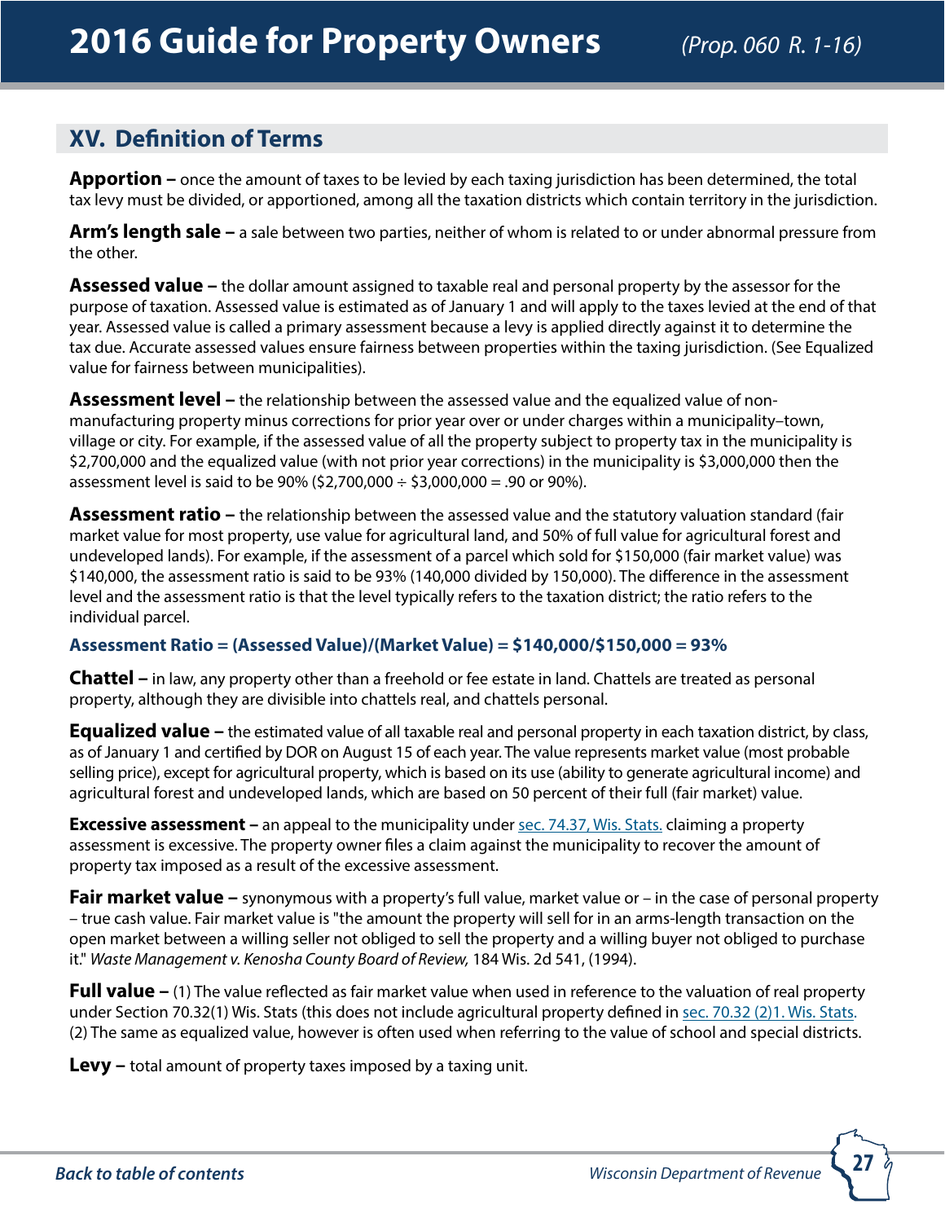## XV. Definition of Terms

**Apportion –** once the amount of taxes to be levied by each taxing jurisdiction has been determined, the total tax levy must be divided, or apportioned, among all the taxation districts which contain territory in the jurisdiction.

**Arm's length sale –** a sale between two parties, neither of whom is related to or under abnormal pressure from the other.

**Assessed value –** the dollar amount assigned to taxable real and personal property by the assessor for the purpose of taxation. Assessed value is estimated as of January 1 and will apply to the taxes levied at the end of that year. Assessed value is called a primary assessment because a levy is applied directly against it to determine the tax due. Accurate assessed values ensure fairness between properties within the taxing jurisdiction. (See Equalized value for fairness between municipalities).

**Assessment level –** the relationship between the assessed value and the equalized value of non-manufacturing property minus corrections for prior year over or under charges within a municipality–town, village or city. For example, if the assessed value of all the property subject to property tax in the municipality is $2,700,000 and the equalized value (with not prior year corrections) in the municipality is $3,000,000 then the assessment level is said to be 90% ($2,700,000 ÷ $3,000,000 = .90 or 90%).

**Assessment ratio –** the relationship between the assessed value and the statutory valuation standard (fair market value for most property, use value for agricultural land, and 50% of full value for agricultural forest and undeveloped lands). For example, if the assessment of a parcel which sold for $150,000 (fair market value) was $140,000, the assessment ratio is said to be 93% (140,000 divided by 150,000). The difference in the assessment level and the assessment ratio is that the level typically refers to the taxation district; the ratio refers to the individual parcel.

**Assessment Ratio = (Assessed Value)/(Market Value) = $140,000/$150,000 = 93%**

**Chattel –** in law, any property other than a freehold or fee estate in land. Chattels are treated as personal property, although they are divisible into chattels real, and chattels personal.

**Equalized value –** the estimated value of all taxable real and personal property in each taxation district, by class, as of January 1 and certified by DOR on August 15 of each year. The value represents market value (most probable selling price), except for agricultural property, which is based on its use (ability to generate agricultural income) and agricultural forest and undeveloped lands, which are based on 50 percent of their full (fair market) value.

**Excessive assessment –** an appeal to the municipality under sec. 74.37, Wis. Stats. claiming a property assessment is excessive. The property owner files a claim against the municipality to recover the amount of property tax imposed as a result of the excessive assessment.

**Fair market value –** synonymous with a property's full value, market value or – in the case of personal property – true cash value. Fair market value is "the amount the property will sell for in an arms-length transaction on the open market between a willing seller not obliged to sell the property and a willing buyer not obliged to purchase it." *Waste Management v. Kenosha County Board of Review,* 184 Wis. 2d 541, (1994).

**Full value –** (1) The value reflected as fair market value when used in reference to the valuation of real property under Section 70.32(1) Wis. Stats (this does not include agricultural property defined in sec. 70.32 (2)1. Wis. Stats. (2) The same as equalized value, however is often used when referring to the value of school and special districts.

**Levy –** total amount of property taxes imposed by a taxing unit.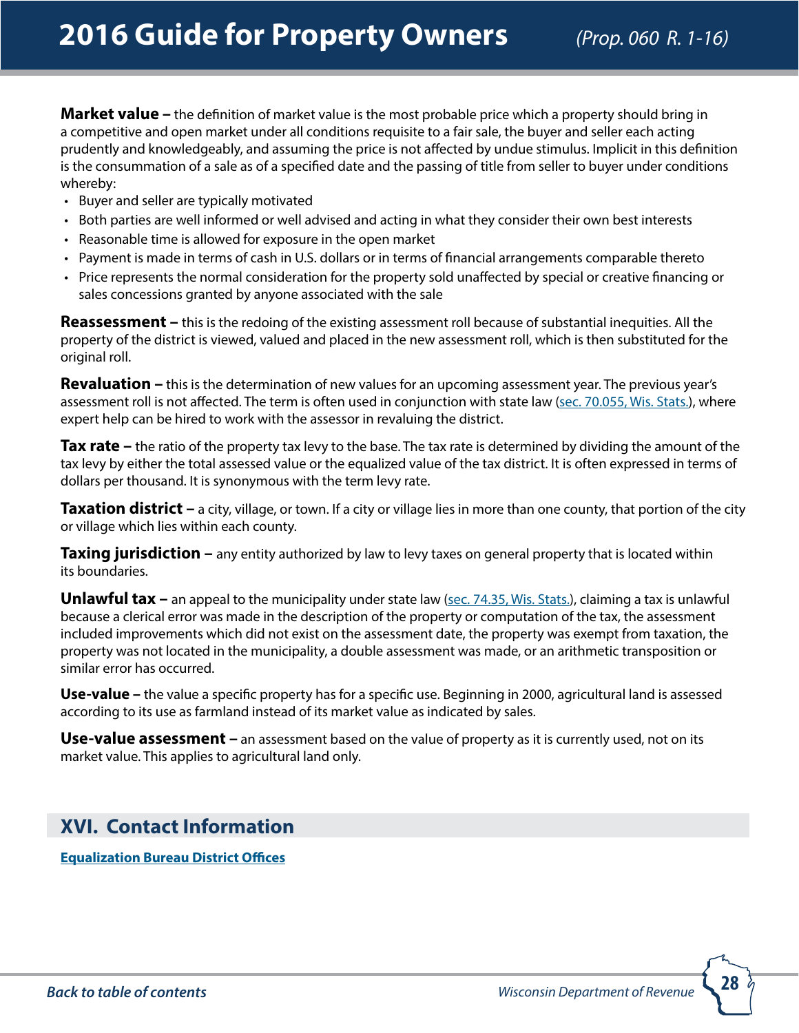**Market value –** the definition of market value is the most probable price which a property should bring in a competitive and open market under all conditions requisite to a fair sale, the buyer and seller each acting prudently and knowledgeably, and assuming the price is not affected by undue stimulus. Implicit in this definition is the consummation of a sale as of a specified date and the passing of title from seller to buyer under conditions whereby:

- Buyer and seller are typically motivated
- Both parties are well informed or well advised and acting in what they consider their own best interests
- Reasonable time is allowed for exposure in the open market
- Payment is made in terms of cash in U.S. dollars or in terms of financial arrangements comparable thereto
- Price represents the normal consideration for the property sold unaffected by special or creative financing or sales concessions granted by anyone associated with the sale

**Reassessment –** this is the redoing of the existing assessment roll because of substantial inequities. All the property of the district is viewed, valued and placed in the new assessment roll, which is then substituted for the original roll.

**Revaluation –** this is the determination of new values for an upcoming assessment year. The previous year's assessment roll is not affected. The term is often used in conjunction with state law (sec. 70.055, Wis. Stats.), where expert help can be hired to work with the assessor in revaluing the district.

**Tax rate –** the ratio of the property tax levy to the base. The tax rate is determined by dividing the amount of the tax levy by either the total assessed value or the equalized value of the tax district. It is often expressed in terms of dollars per thousand. It is synonymous with the term levy rate.

**Taxation district –** a city, village, or town. If a city or village lies in more than one county, that portion of the city or village which lies within each county.

**Taxing jurisdiction –** any entity authorized by law to levy taxes on general property that is located within its boundaries.

**Unlawful tax –** an appeal to the municipality under state law (sec. 74.35, Wis. Stats.), claiming a tax is unlawful because a clerical error was made in the description of the property or computation of the tax, the assessment included improvements which did not exist on the assessment date, the property was exempt from taxation, the property was not located in the municipality, a double assessment was made, or an arithmetic transposition or similar error has occurred.

**Use-value –** the value a specific property has for a specific use. Beginning in 2000, agricultural land is assessed according to its use as farmland instead of its market value as indicated by sales.

**Use-value assessment –** an assessment based on the value of property as it is currently used, not on its market value. This applies to agricultural land only.

## XVI. Contact Information

**Equalization Bureau District Offices**